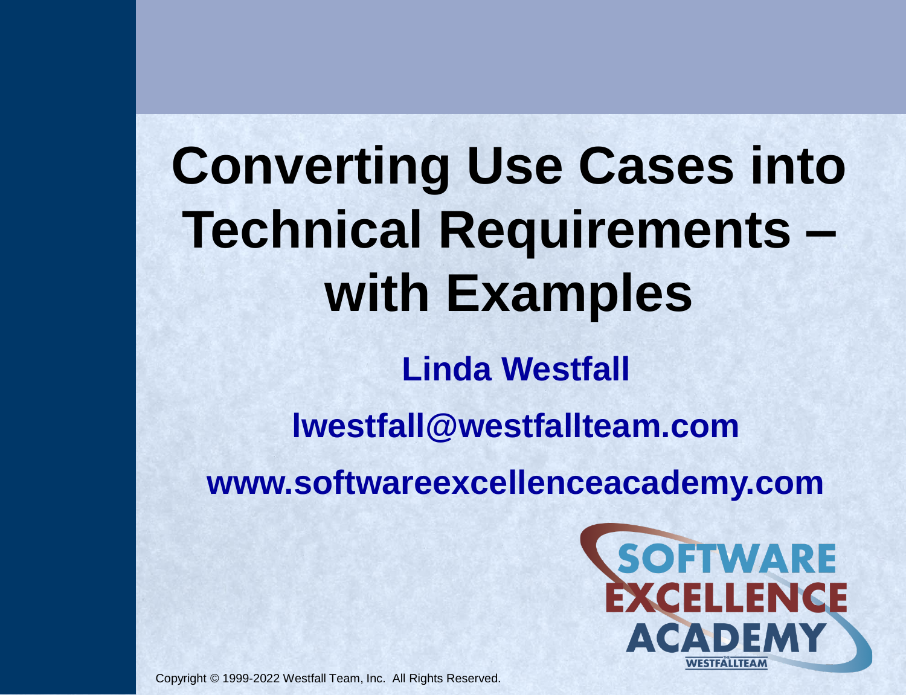# Converting Use Cases into Technical Requirements – with Examples

**Linda Westfall**

**lwestfall@westfallteam.com**

**www.softwareexcellenceacademy.com**

SOFTWARE EXCELLENCE ACADEMY

THE WESTFALL TEAM

Copyright © 1999-2022 Westfall Team, Inc. All Rights Reserved.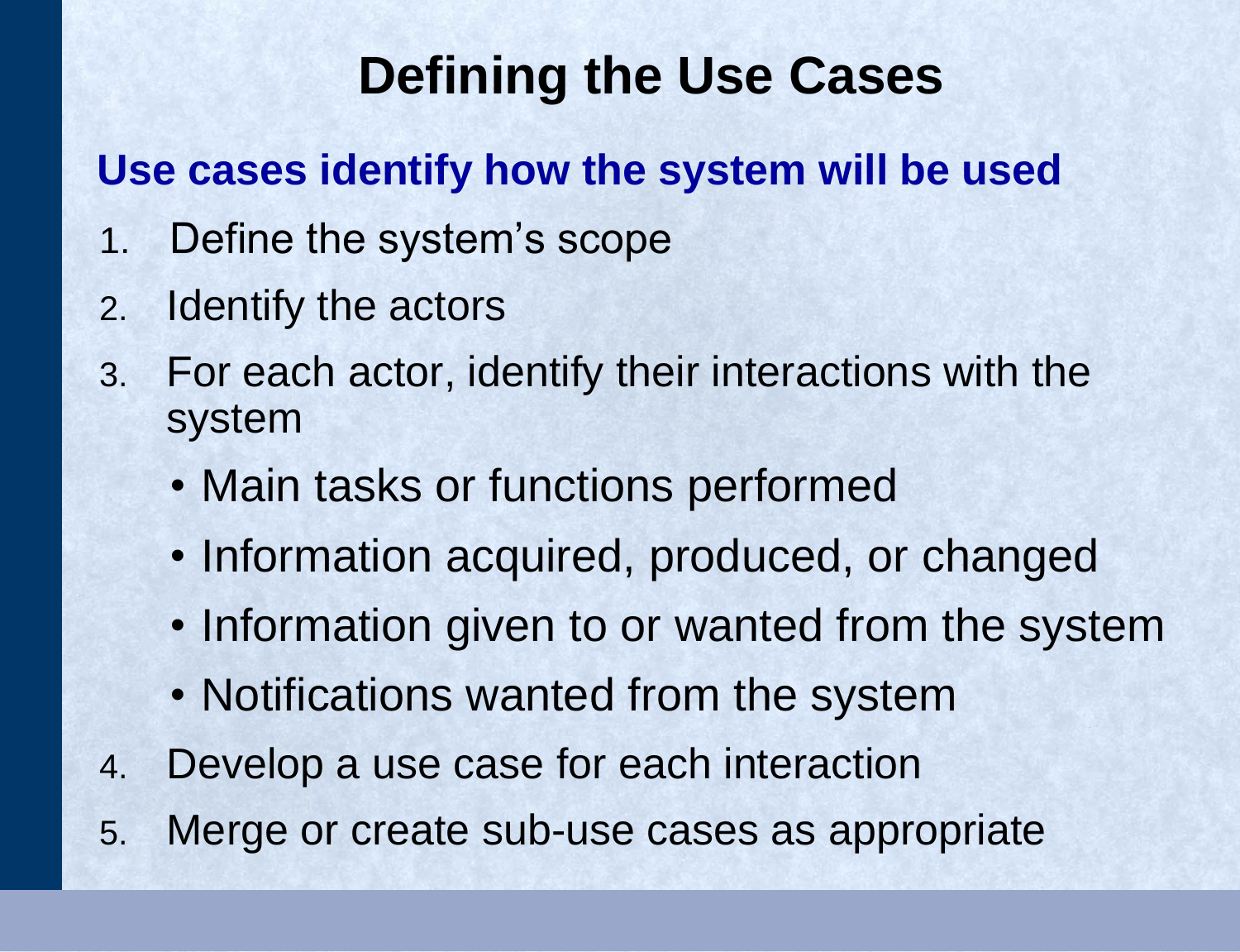# Defining the Use Cases

**Use cases identify how the system will be used**

1. Define the system's scope
2. Identify the actors
3. For each actor, identify their interactions with the system
   - Main tasks or functions performed
   - Information acquired, produced, or changed
   - Information given to or wanted from the system
   - Notifications wanted from the system
4. Develop a use case for each interaction
5. Merge or create sub-use cases as appropriate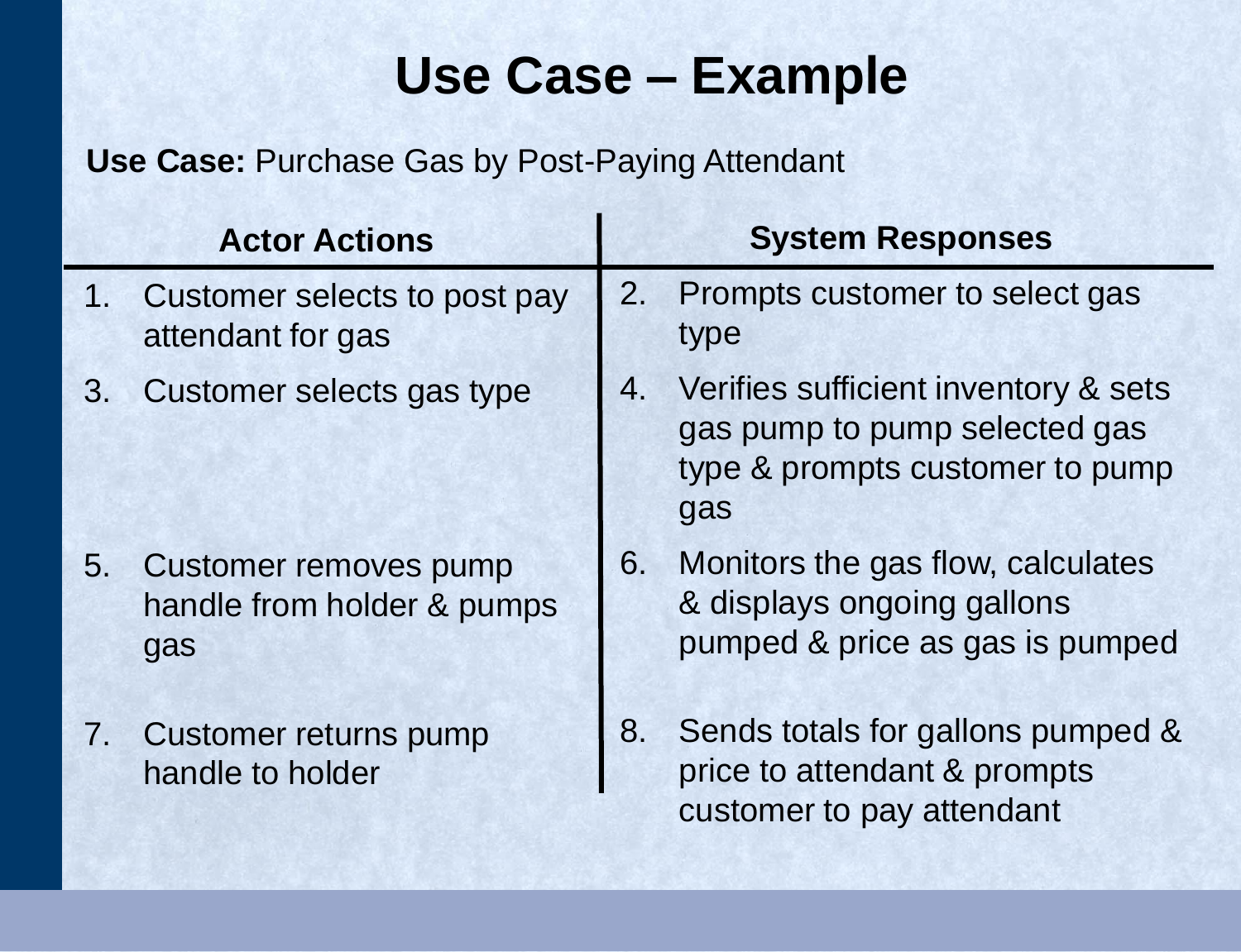# Use Case – Example

**Use Case:** Purchase Gas by Post-Paying Attendant

| Actor Actions | System Responses |
| --- | --- |
| 1. Customer selects to post pay attendant for gas | 2. Prompts customer to select gas type |
| 3. Customer selects gas type | 4. Verifies sufficient inventory & sets gas pump to pump selected gas type & prompts customer to pump gas |
| 5. Customer removes pump handle from holder & pumps gas | 6. Monitors the gas flow, calculates & displays ongoing gallons pumped & price as gas is pumped |
| 7. Customer returns pump handle to holder | 8. Sends totals for gallons pumped & price to attendant & prompts customer to pay attendant |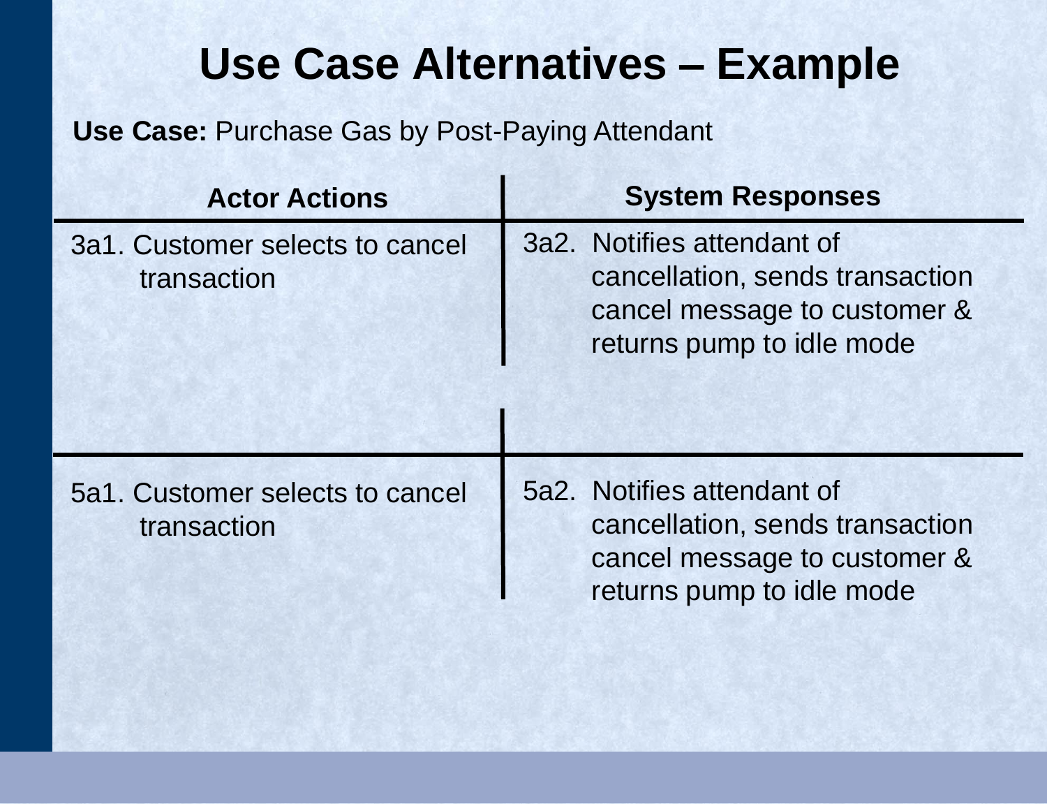# Use Case Alternatives – Example

**Use Case:** Purchase Gas by Post-Paying Attendant

| Actor Actions | System Responses |
| --- | --- |
| 3a1. Customer selects to cancel transaction | 3a2. Notifies attendant of cancellation, sends transaction cancel message to customer & returns pump to idle mode |
| 5a1. Customer selects to cancel transaction | 5a2. Notifies attendant of cancellation, sends transaction cancel message to customer & returns pump to idle mode |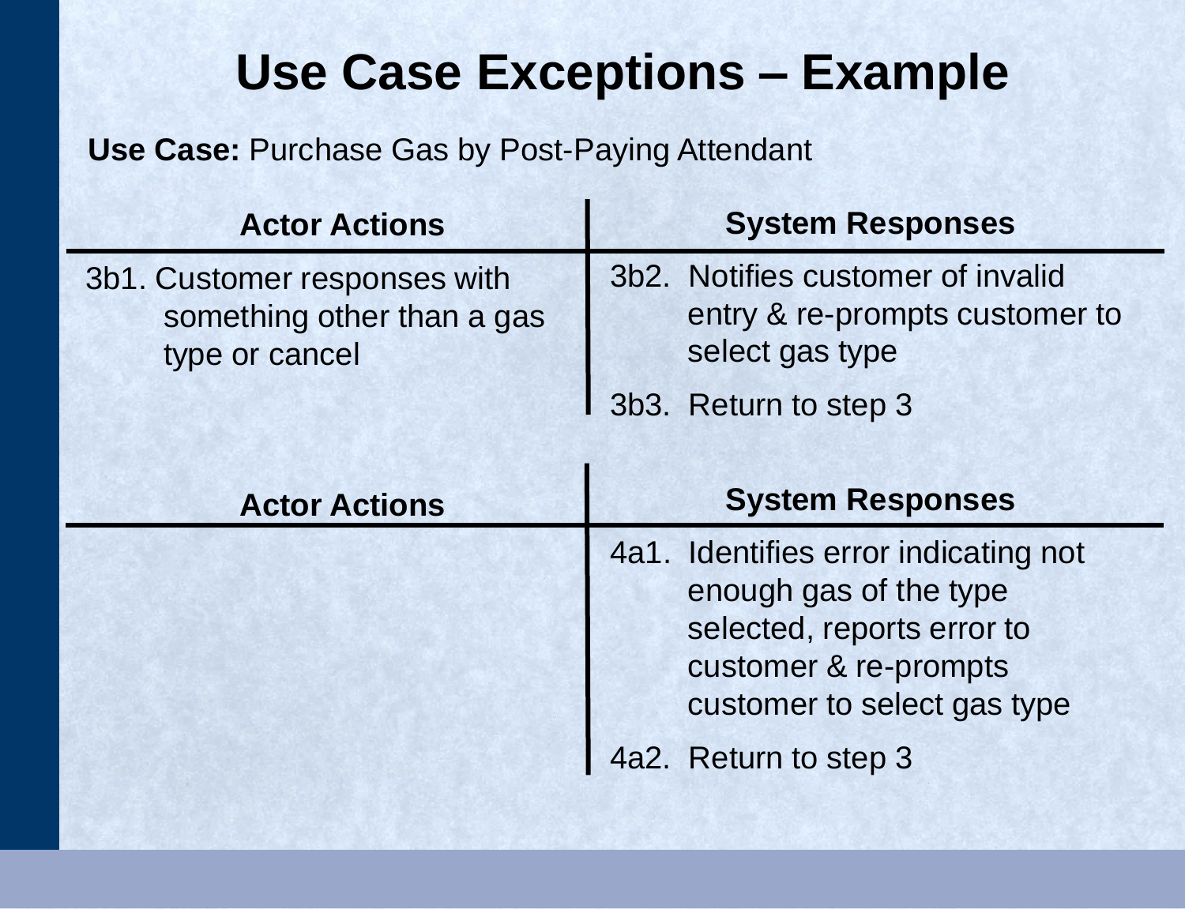# Use Case Exceptions – Example

**Use Case:** Purchase Gas by Post-Paying Attendant

| Actor Actions | System Responses |
| --- | --- |
| 3b1. Customer responses with something other than a gas type or cancel | 3b2. Notifies customer of invalid entry & re-prompts customer to select gas type |
| | 3b3. Return to step 3 |

| Actor Actions | System Responses |
| --- | --- |
| | 4a1. Identifies error indicating not enough gas of the type selected, reports error to customer & re-prompts customer to select gas type |
| | 4a2. Return to step 3 |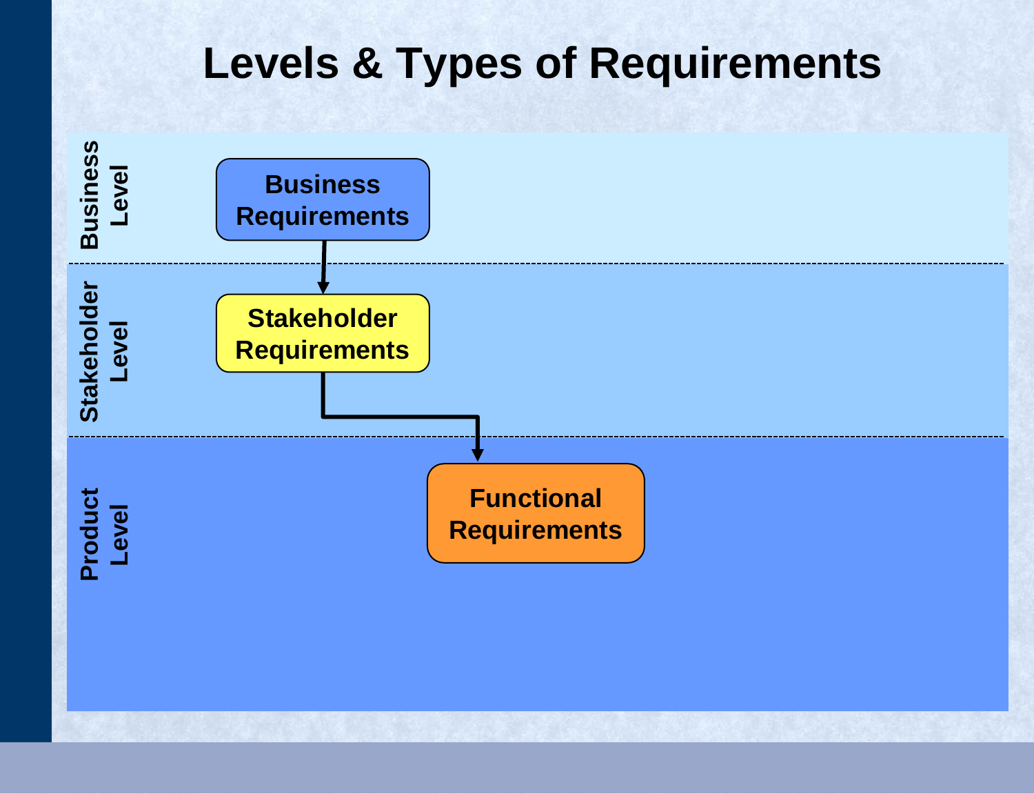# Levels & Types of Requirements

**Business Level**

- Business Requirements

**Stakeholder Level**

- Stakeholder Requirements

**Product Level**

- Functional Requirements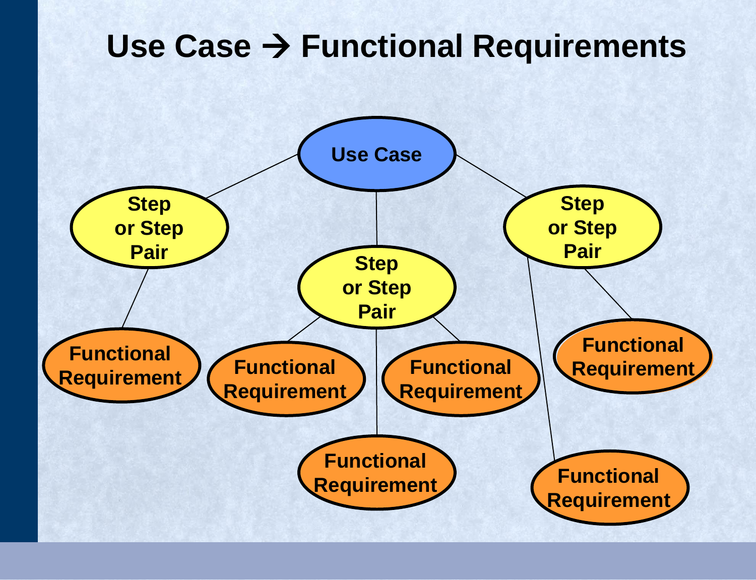# Use Case → Functional Requirements

- Use Case
  - Step or Step Pair
    - Functional Requirement
  - Step or Step Pair
    - Functional Requirement
    - Functional Requirement
    - Functional Requirement
  - Step or Step Pair
    - Functional Requirement
    - Functional Requirement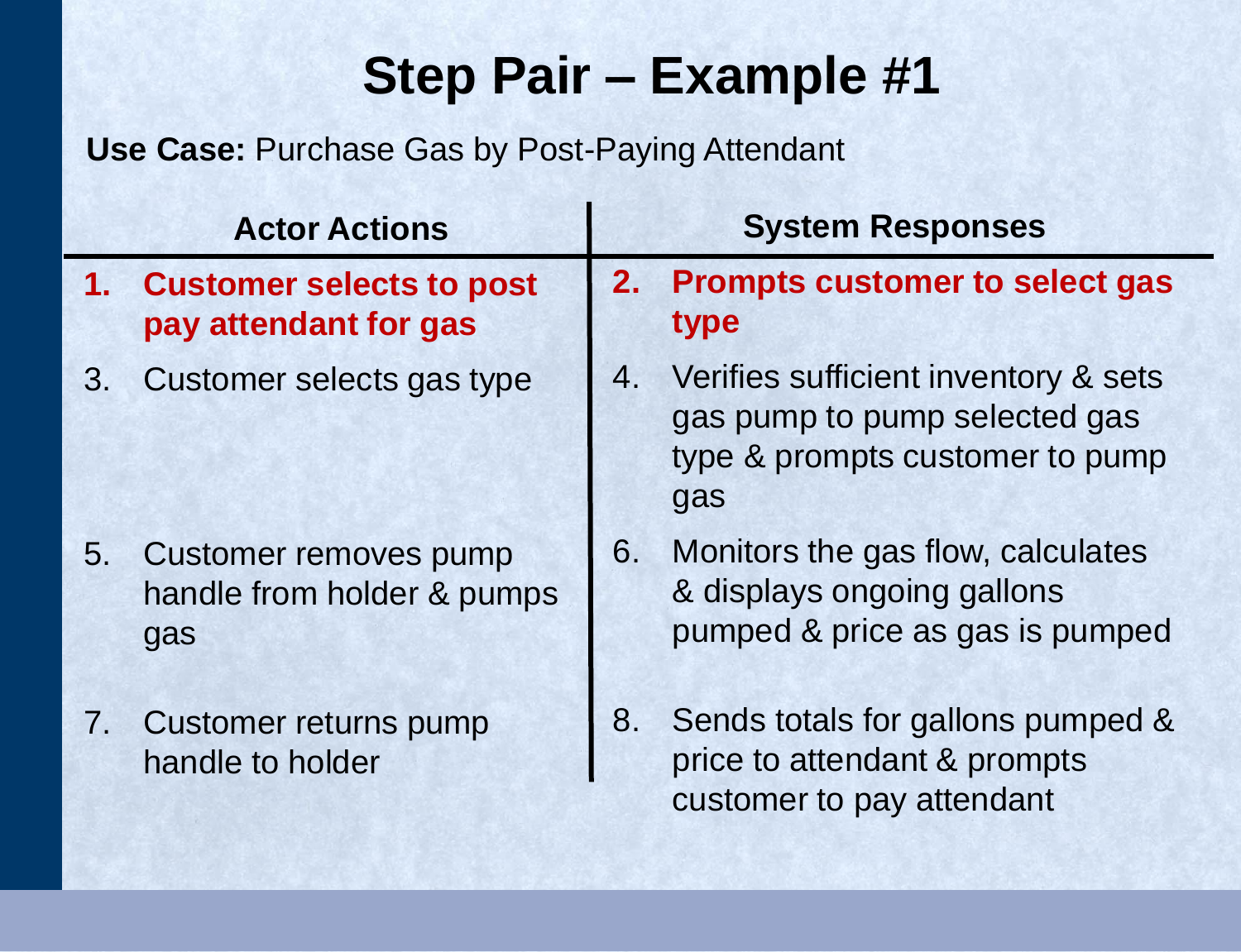# Step Pair – Example #1

**Use Case:** Purchase Gas by Post-Paying Attendant

| Actor Actions | System Responses |
|---|---|
| **1. Customer selects to post pay attendant for gas** | **2. Prompts customer to select gas type** |
| 3. Customer selects gas type | 4. Verifies sufficient inventory & sets gas pump to pump selected gas type & prompts customer to pump gas |
| 5. Customer removes pump handle from holder & pumps gas | 6. Monitors the gas flow, calculates & displays ongoing gallons pumped & price as gas is pumped |
| 7. Customer returns pump handle to holder | 8. Sends totals for gallons pumped & price to attendant & prompts customer to pay attendant |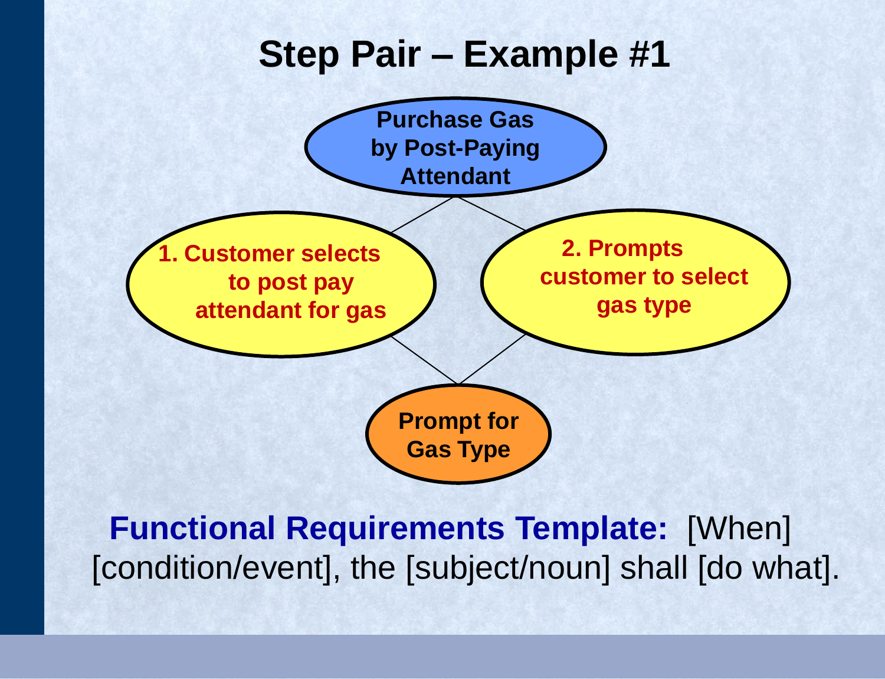# Step Pair – Example #1

Purchase Gas by Post-Paying Attendant

1. Customer selects to post pay attendant for gas

2. Prompts customer to select gas type

Prompt for Gas Type

**Functional Requirements Template:** [When] [condition/event], the [subject/noun] shall [do what].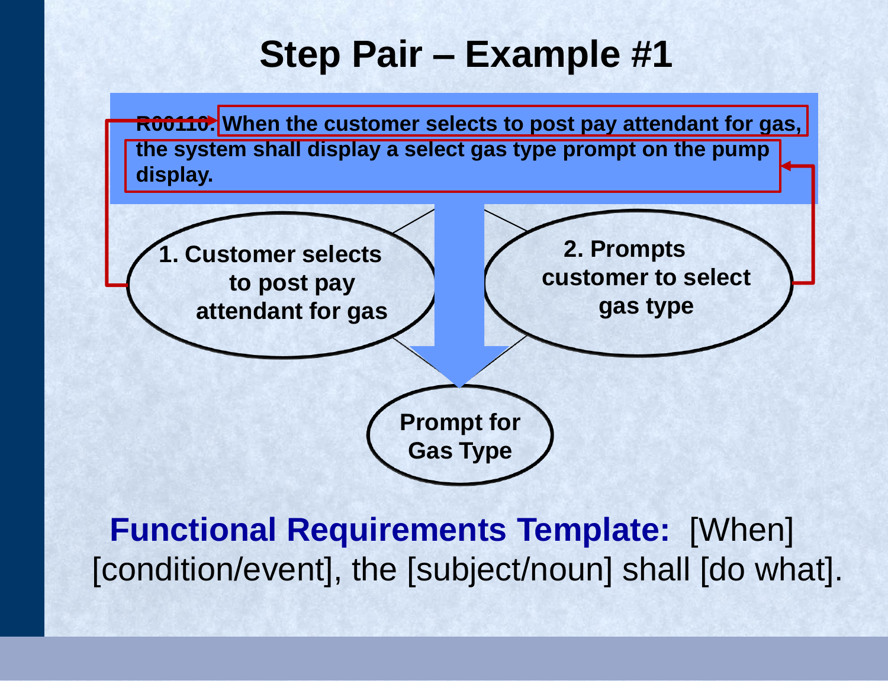# Step Pair – Example #1

**R00110: When the customer selects to post pay attendant for gas, the system shall display a select gas type prompt on the pump display.**

**1. Customer selects to post pay attendant for gas**

**2. Prompts customer to select gas type**

**Prompt for Gas Type**

**Functional Requirements Template:** [When] [condition/event], the [subject/noun] shall [do what].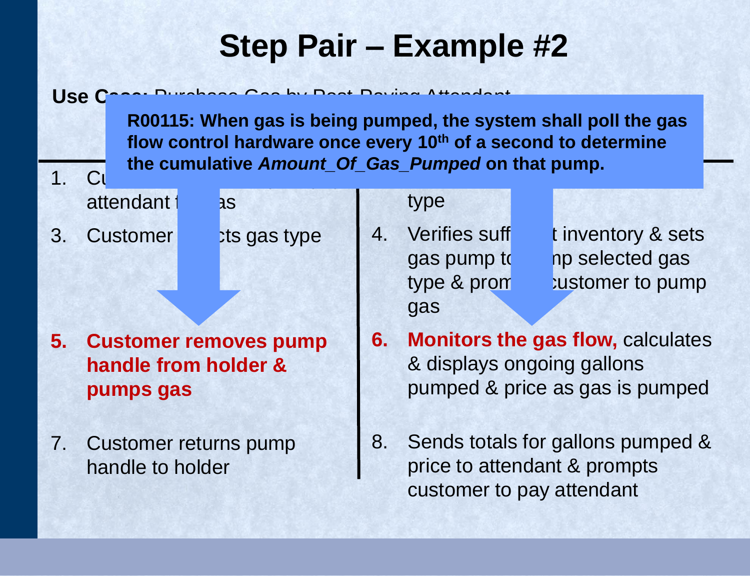# Step Pair – Example #2

**Use Case:** Purchase Gas by Post-Paying Attendant

**R00115: When gas is being pumped, the system shall poll the gas flow control hardware once every 10th of a second to determine the cumulative *Amount_Of_Gas_Pumped* on that pump.**

1. Cu... attendant f... as
3. Customer ...cts gas type
5. **Customer removes pump handle from holder & pumps gas**
7. Customer returns pump handle to holder

... type

4. Verifies suff...t inventory & sets gas pump to ...np selected gas type & prom... customer to pump gas
6. **Monitors the gas flow,** calculates & displays ongoing gallons pumped & price as gas is pumped
8. Sends totals for gallons pumped & price to attendant & prompts customer to pay attendant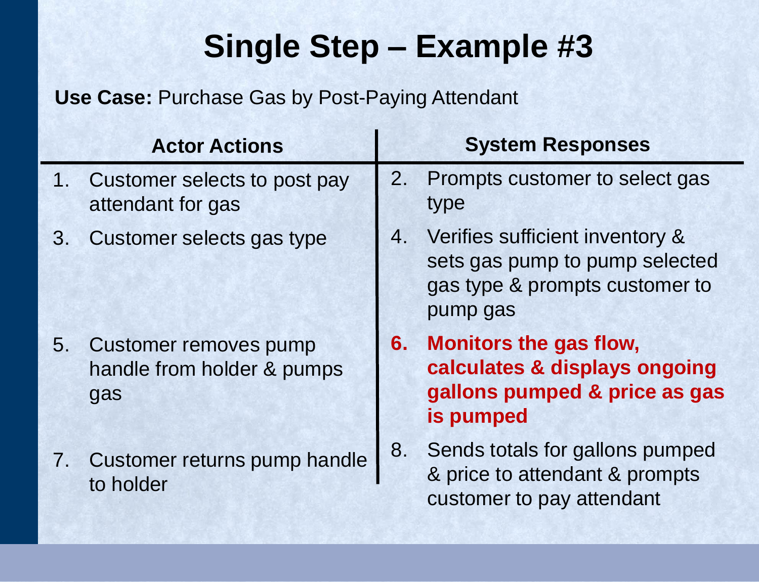# Single Step – Example #3

**Use Case:** Purchase Gas by Post-Paying Attendant

| Actor Actions | System Responses |
| --- | --- |
| 1. Customer selects to post pay attendant for gas | 2. Prompts customer to select gas type |
| 3. Customer selects gas type | 4. Verifies sufficient inventory & sets gas pump to pump selected gas type & prompts customer to pump gas |
| 5. Customer removes pump handle from holder & pumps gas | **6. Monitors the gas flow, calculates & displays ongoing gallons pumped & price as gas is pumped** |
| 7. Customer returns pump handle to holder | 8. Sends totals for gallons pumped & price to attendant & prompts customer to pay attendant |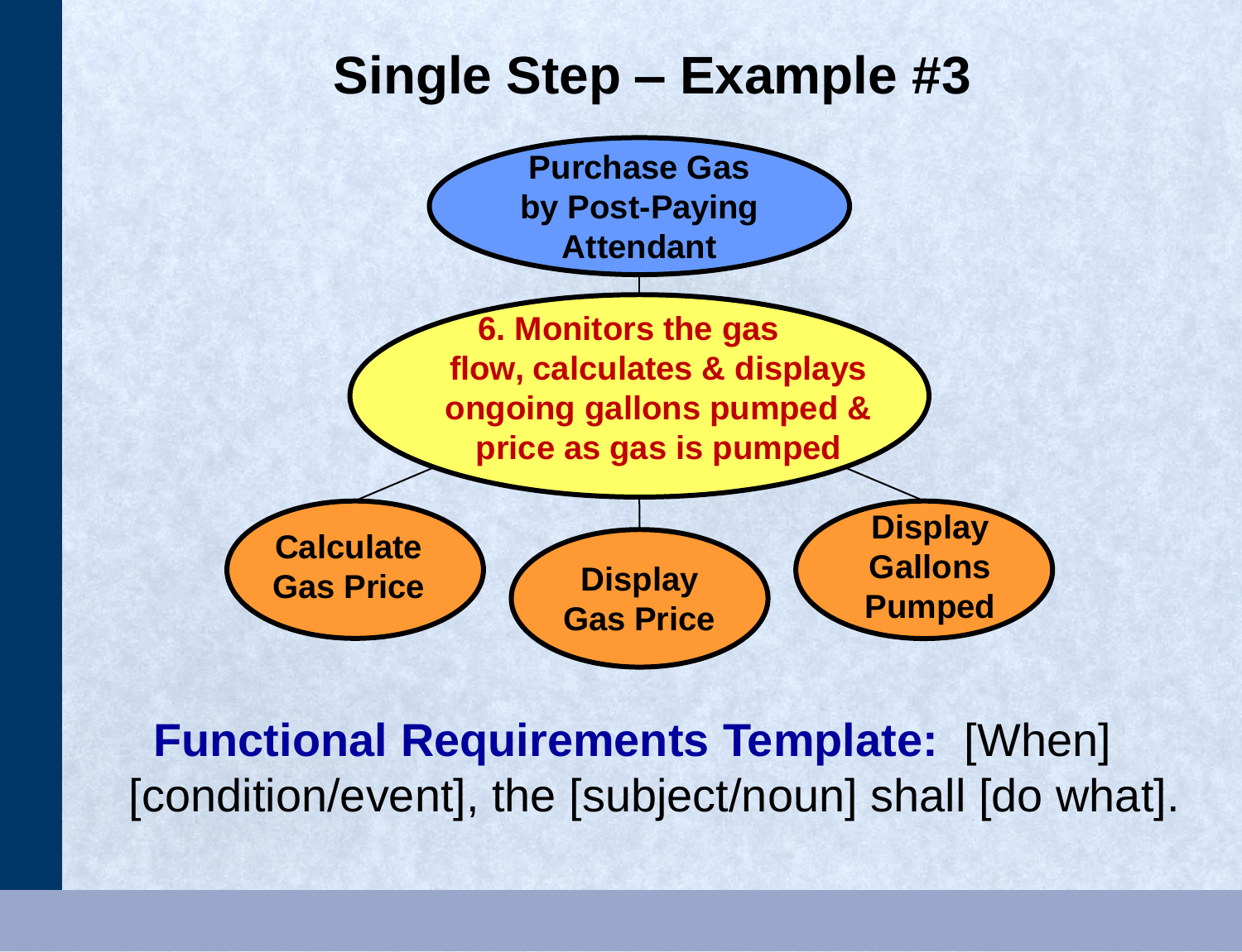# Single Step – Example #3

Purchase Gas by Post-Paying Attendant

6. Monitors the gas flow, calculates & displays ongoing gallons pumped & price as gas is pumped

- Calculate Gas Price
- Display Gas Price
- Display Gallons Pumped

**Functional Requirements Template:** [When] [condition/event], the [subject/noun] shall [do what].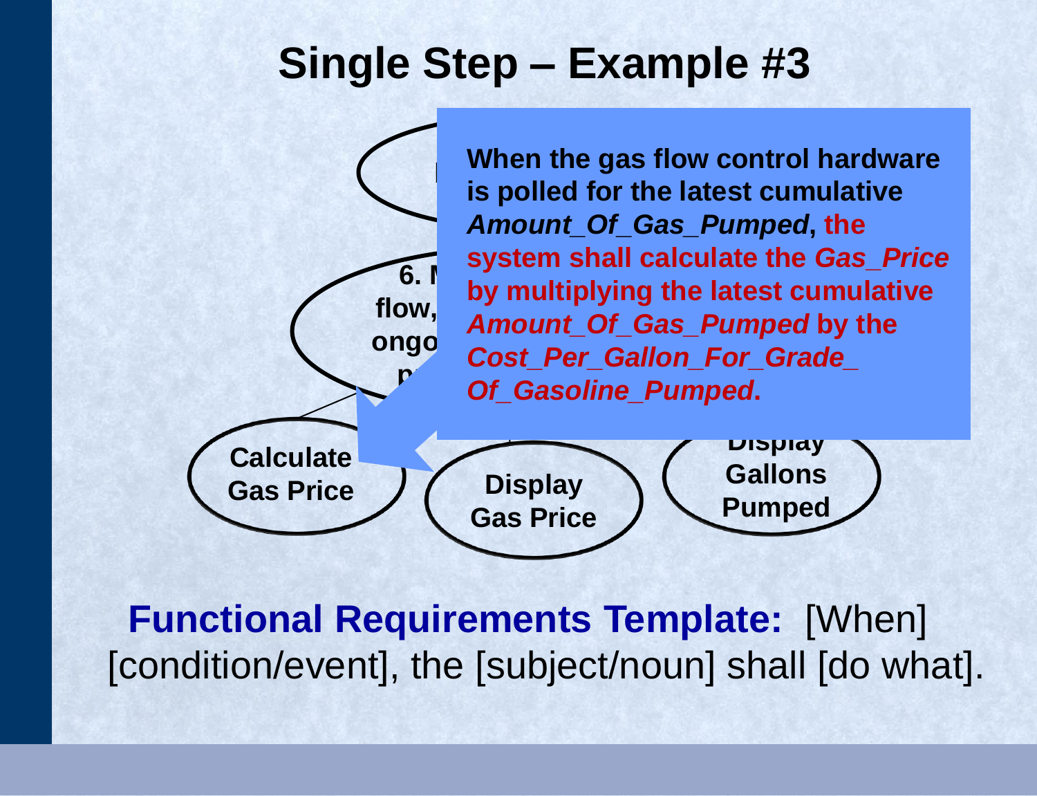# Single Step – Example #3

6. … flow, … ongo… p…

Calculate Gas Price

Display Gas Price

Display Gallons Pumped

When the gas flow control hardware is polled for the latest cumulative ***Amount_Of_Gas_Pumped***, **the system shall calculate the *Gas_Price* by multiplying the latest cumulative *Amount_Of_Gas_Pumped* by the *Cost_Per_Gallon_For_Grade_ Of_Gasoline_Pumped*.**

**Functional Requirements Template:** [When] [condition/event], the [subject/noun] shall [do what].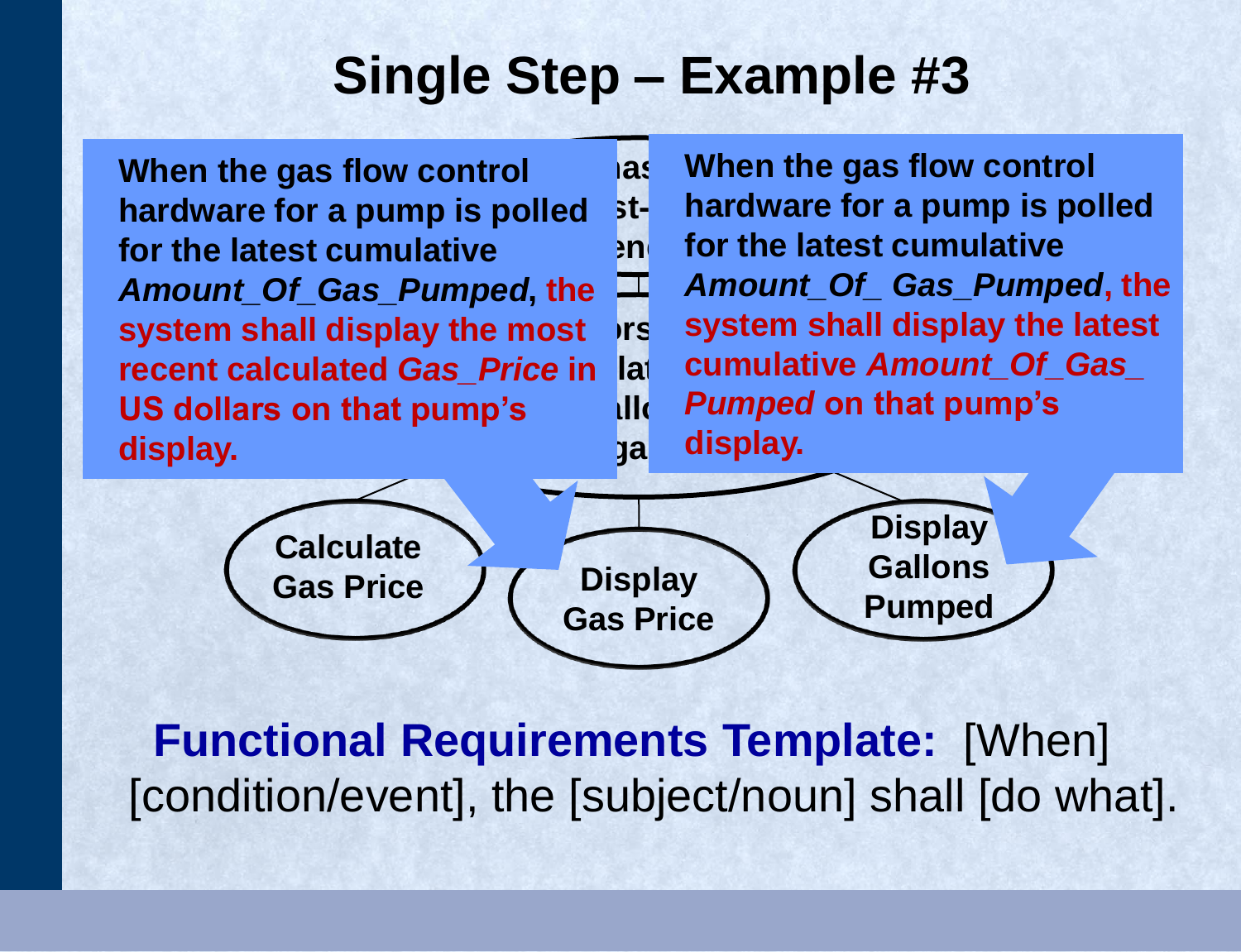# Single Step – Example #3

When the gas flow control hardware for a pump is polled for the latest cumulative ***Amount_Of_Gas_Pumped***, **the system shall display the most recent calculated *Gas_Price* in US dollars on that pump's display.**

When the gas flow control hardware for a pump is polled for the latest cumulative ***Amount_Of_ Gas_Pumped***, **the system shall display the latest cumulative *Amount_Of_Gas_ Pumped* on that pump's display.**

Calculate Gas Price

Display Gas Price

Display Gallons Pumped

**Functional Requirements Template:** [When] [condition/event], the [subject/noun] shall [do what].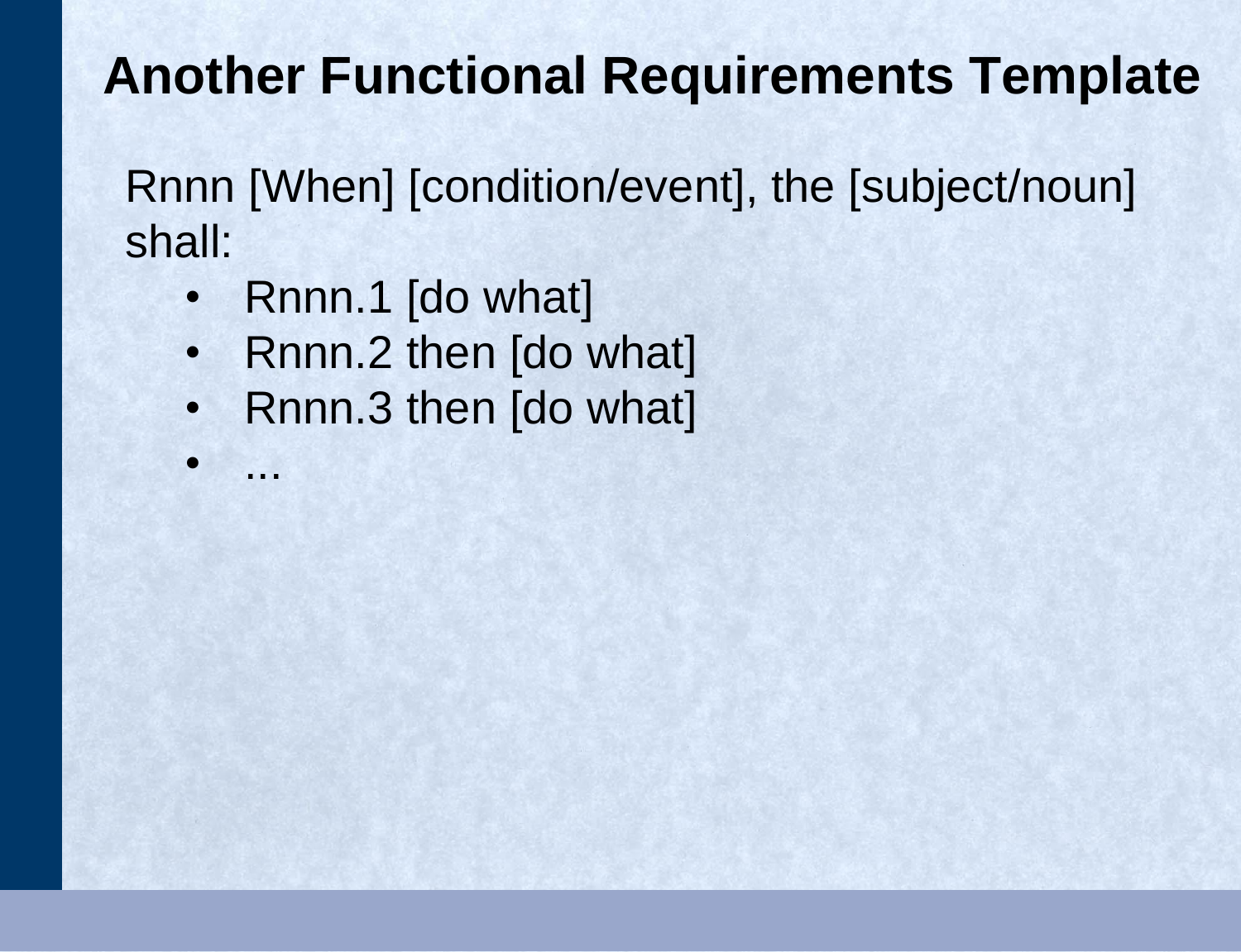# Another Functional Requirements Template

Rnnn [When] [condition/event], the [subject/noun] shall:

- Rnnn.1 [do what]
- Rnnn.2 then [do what]
- Rnnn.3 then [do what]
- ...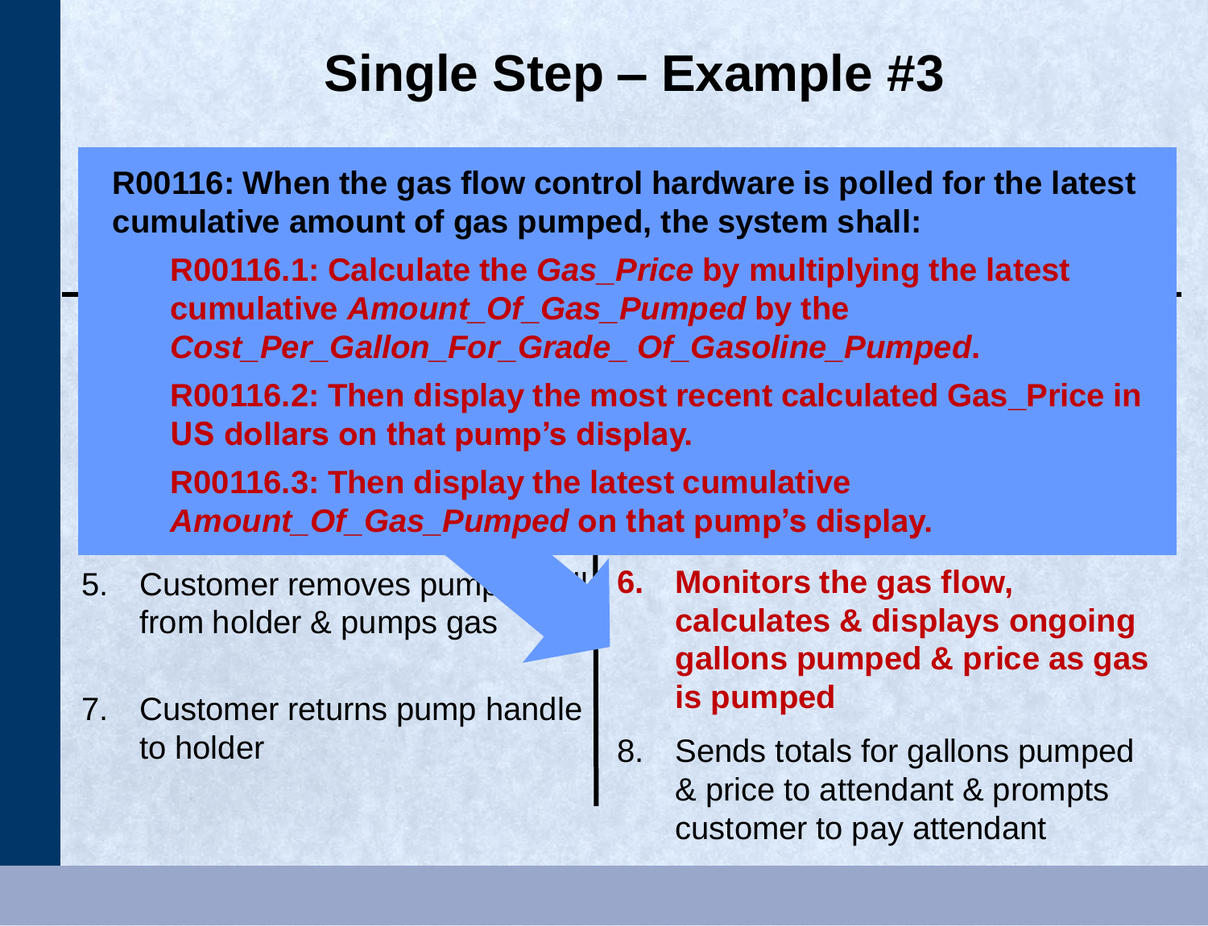# Single Step – Example #3

**R00116: When the gas flow control hardware is polled for the latest cumulative amount of gas pumped, the system shall:**

- **R00116.1: Calculate the *Gas_Price* by multiplying the latest cumulative *Amount_Of_Gas_Pumped* by the *Cost_Per_Gallon_For_Grade_ Of_Gasoline_Pumped*.**
- **R00116.2: Then display the most recent calculated Gas_Price in US dollars on that pump's display.**
- **R00116.3: Then display the latest cumulative *Amount_Of_Gas_Pumped* on that pump's display.**

5. Customer removes pump handle from holder & pumps gas
6. **Monitors the gas flow, calculates & displays ongoing gallons pumped & price as gas is pumped**
7. Customer returns pump handle to holder
8. Sends totals for gallons pumped & price to attendant & prompts customer to pay attendant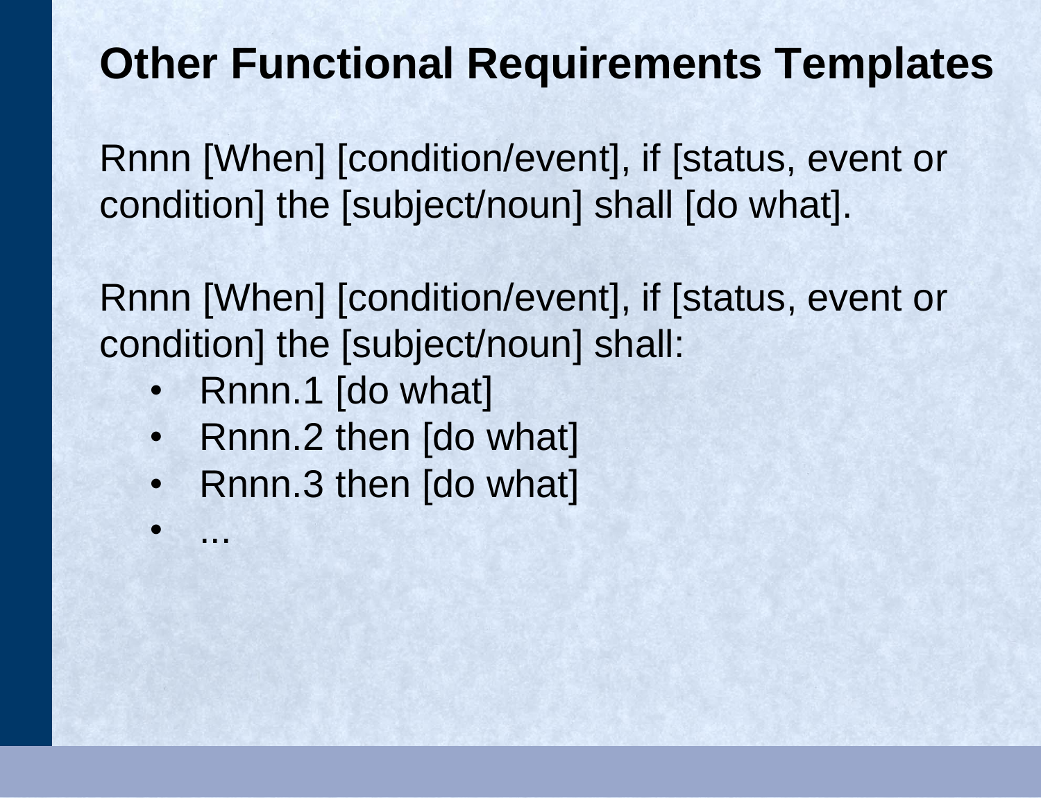# Other Functional Requirements Templates

Rnnn [When] [condition/event], if [status, event or condition] the [subject/noun] shall [do what].

Rnnn [When] [condition/event], if [status, event or condition] the [subject/noun] shall:

- Rnnn.1 [do what]
- Rnnn.2 then [do what]
- Rnnn.3 then [do what]
- ...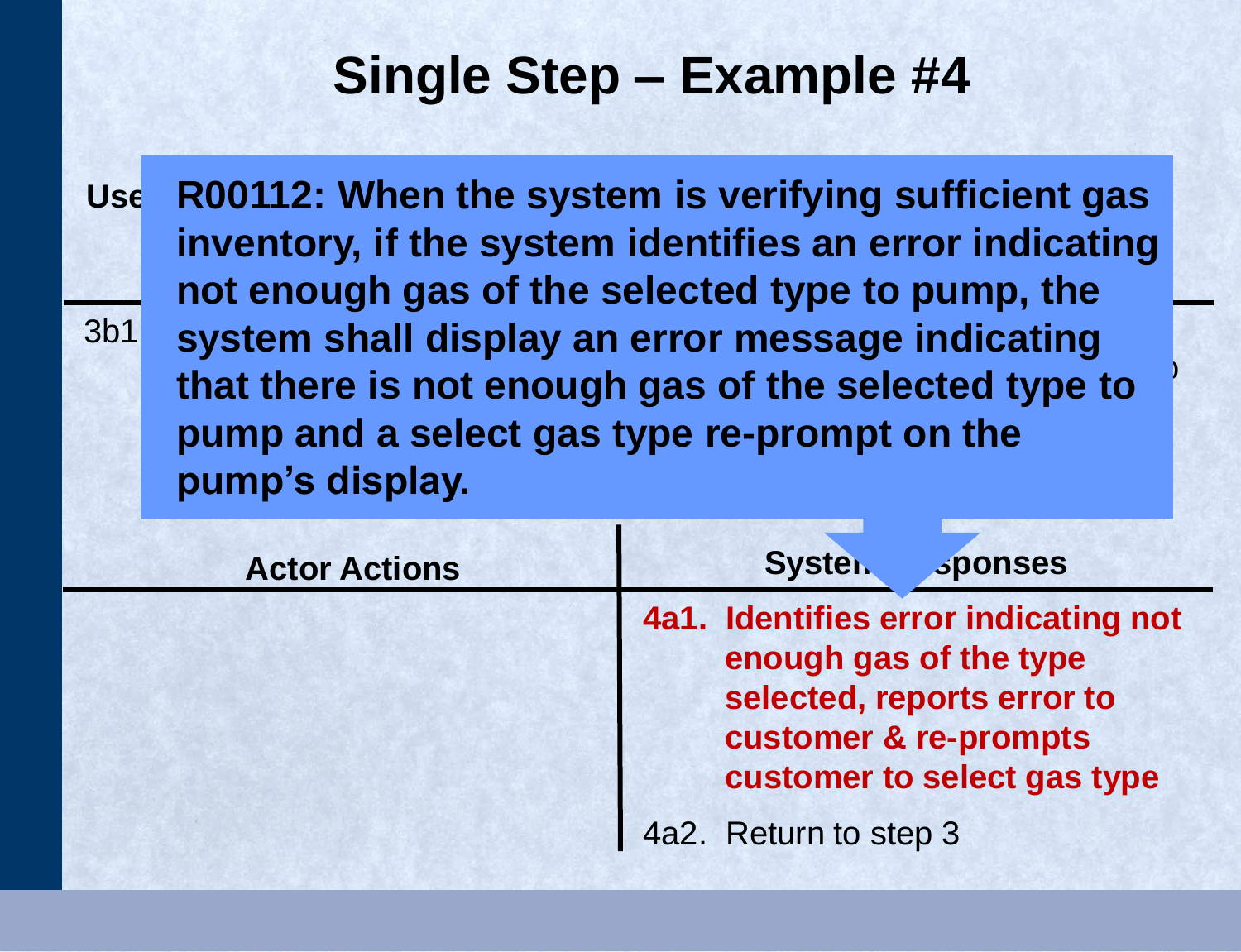# Single Step – Example #4

Use

3b1

**R00112: When the system is verifying sufficient gas inventory, if the system identifies an error indicating not enough gas of the selected type to pump, the system shall display an error message indicating that there is not enough gas of the selected type to pump and a select gas type re-prompt on the pump's display.**

| Actor Actions | System Responses |
|---|---|
| | **4a1. Identifies error indicating not enough gas of the type selected, reports error to customer & re-prompts customer to select gas type** |
| | 4a2. Return to step 3 |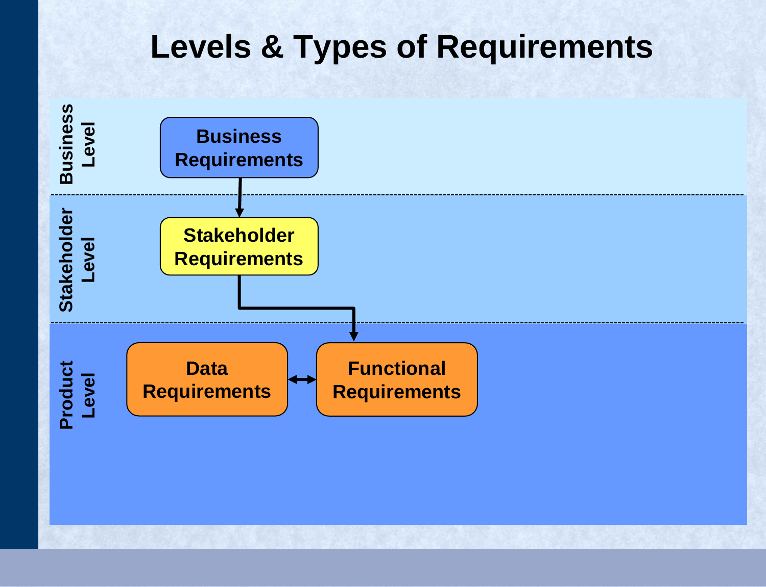# Levels & Types of Requirements

**Business Level**

**Business Requirements**

**Stakeholder Level**

**Stakeholder Requirements**

**Product Level**

**Data Requirements**

**Functional Requirements**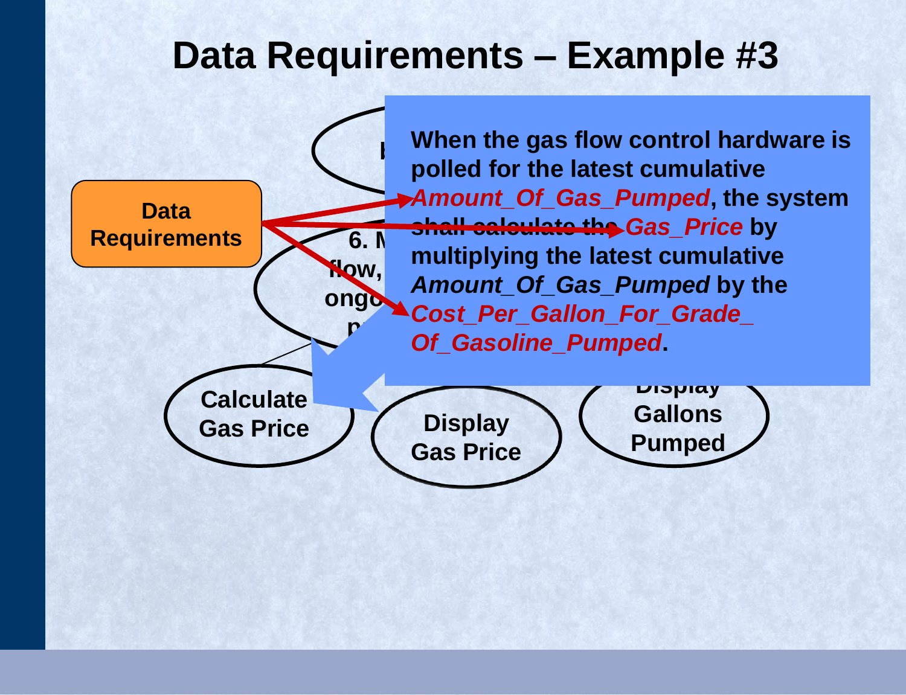# Data Requirements – Example #3

**Data Requirements**

**When the gas flow control hardware is polled for the latest cumulative *Amount_Of_Gas_Pumped*, the system shall calculate the *Gas_Price* by multiplying the latest cumulative *Amount_Of_Gas_Pumped* by the *Cost_Per_Gallon_For_Grade_ Of_Gasoline_Pumped*.**

**Calculate Gas Price**

**Display Gas Price**

**Display Gallons Pumped**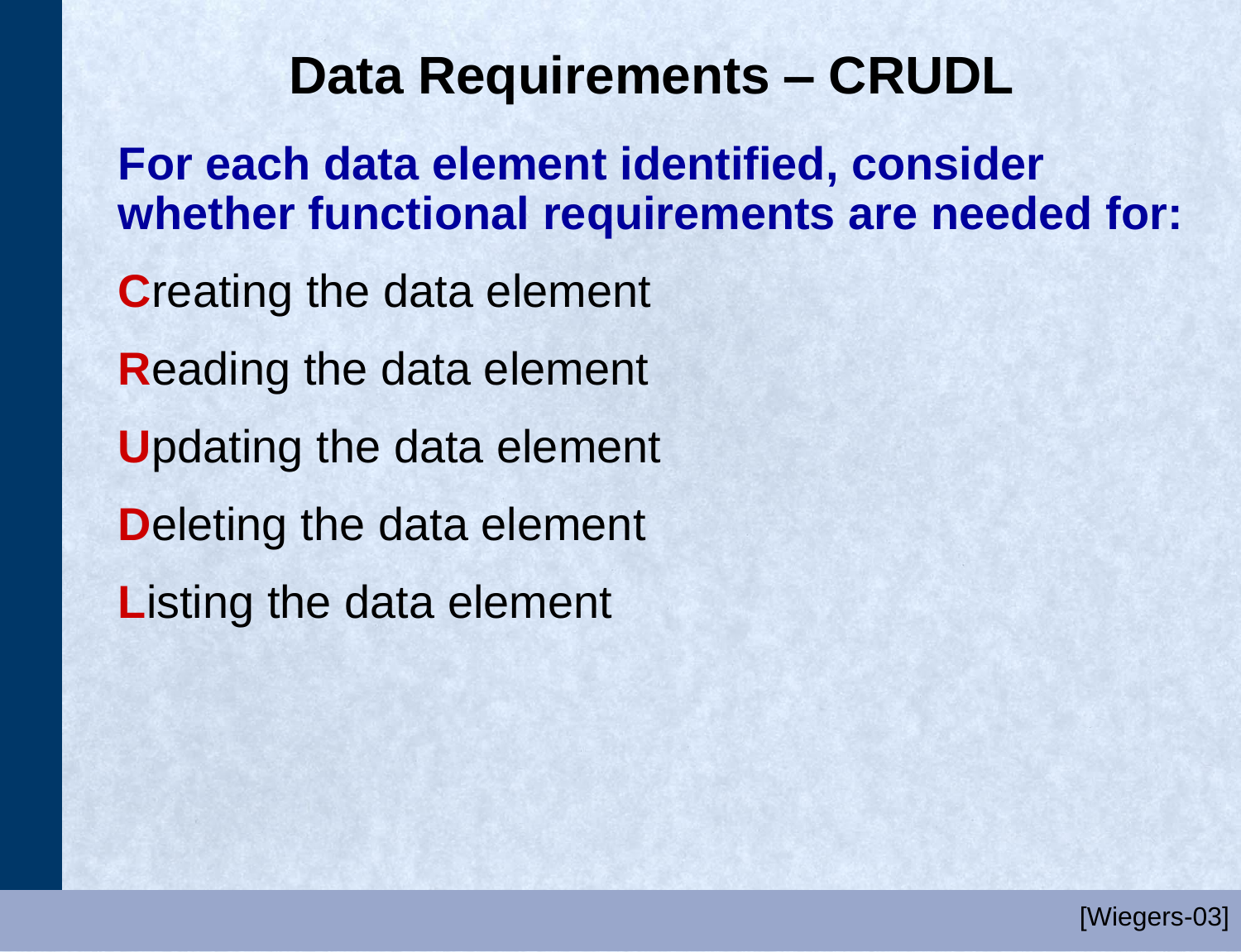# Data Requirements – CRUDL

**For each data element identified, consider whether functional requirements are needed for:**

**C**reating the data element

**R**eading the data element

**U**pdating the data element

**D**eleting the data element

**L**isting the data element

[Wiegers-03]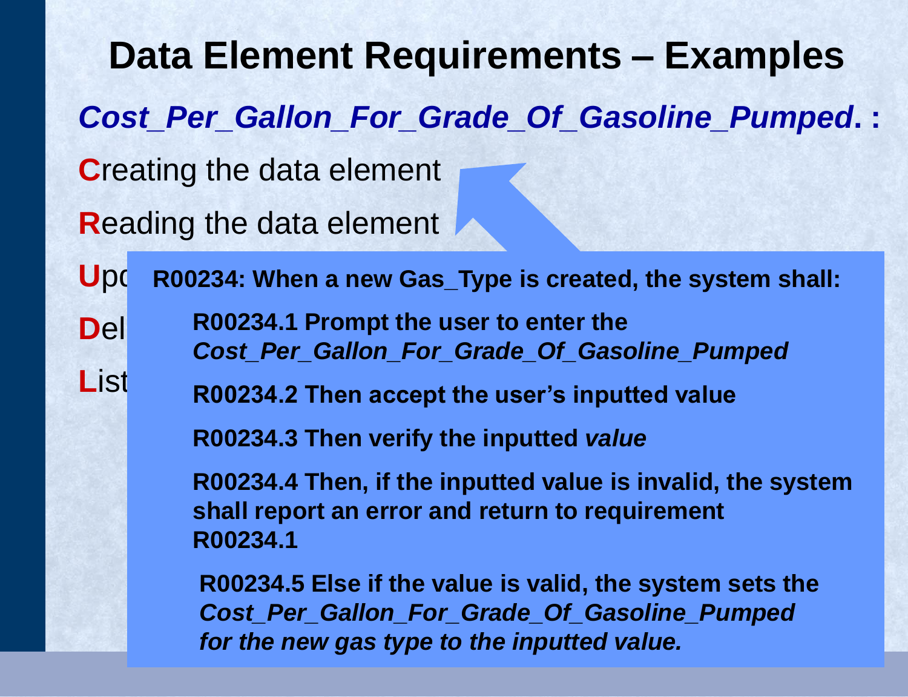# Data Element Requirements – Examples

***Cost_Per_Gallon_For_Grade_Of_Gasoline_Pumped*. :**

**C**reating the data element

**R**eading the data element

**U**pd

**D**el

**L**ist

**R00234: When a new Gas_Type is created, the system shall:**

- **R00234.1 Prompt the user to enter the *Cost_Per_Gallon_For_Grade_Of_Gasoline_Pumped***
- **R00234.2 Then accept the user's inputted value**
- **R00234.3 Then verify the inputted *value***
- **R00234.4 Then, if the inputted value is invalid, the system shall report an error and return to requirement R00234.1**
- **R00234.5 Else if the value is valid, the system sets the *Cost_Per_Gallon_For_Grade_Of_Gasoline_Pumped for the new gas type to the inputted value.***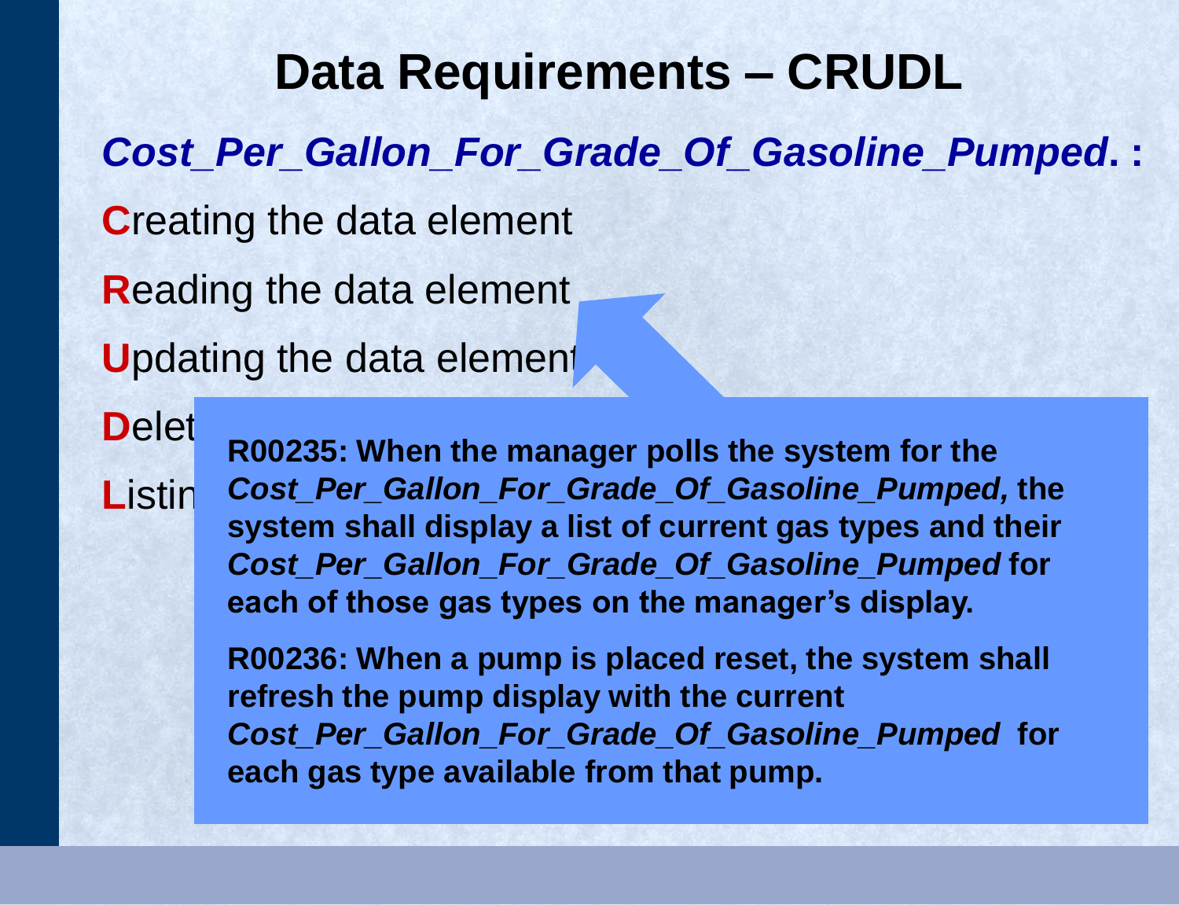# Data Requirements – CRUDL

***Cost_Per_Gallon_For_Grade_Of_Gasoline_Pumped*. :**

**C**reating the data element

**R**eading the data element

**U**pdating the data element

**D**elet

**L**istin

**R00235: When the manager polls the system for the *Cost_Per_Gallon_For_Grade_Of_Gasoline_Pumped,* the system shall display a list of current gas types and their *Cost_Per_Gallon_For_Grade_Of_Gasoline_Pumped* for each of those gas types on the manager's display.**

**R00236: When a pump is placed reset, the system shall refresh the pump display with the current *Cost_Per_Gallon_For_Grade_Of_Gasoline_Pumped* for each gas type available from that pump.**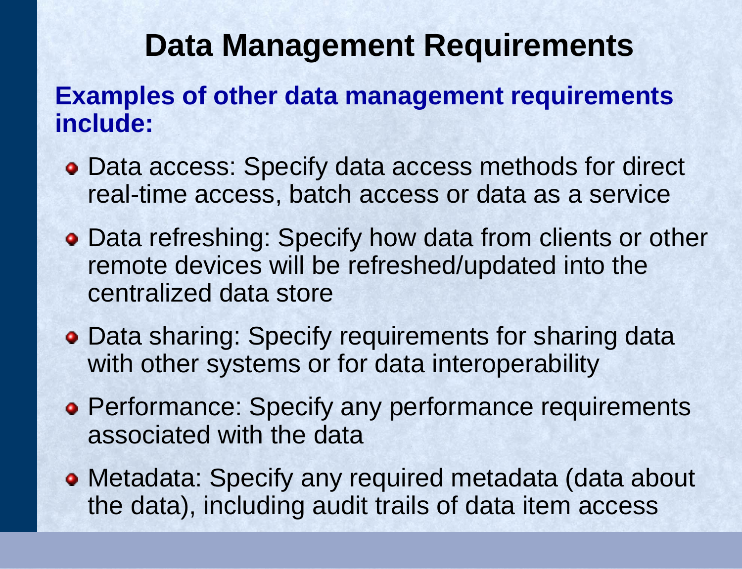# Data Management Requirements

**Examples of other data management requirements include:**

- Data access: Specify data access methods for direct real-time access, batch access or data as a service
- Data refreshing: Specify how data from clients or other remote devices will be refreshed/updated into the centralized data store
- Data sharing: Specify requirements for sharing data with other systems or for data interoperability
- Performance: Specify any performance requirements associated with the data
- Metadata: Specify any required metadata (data about the data), including audit trails of data item access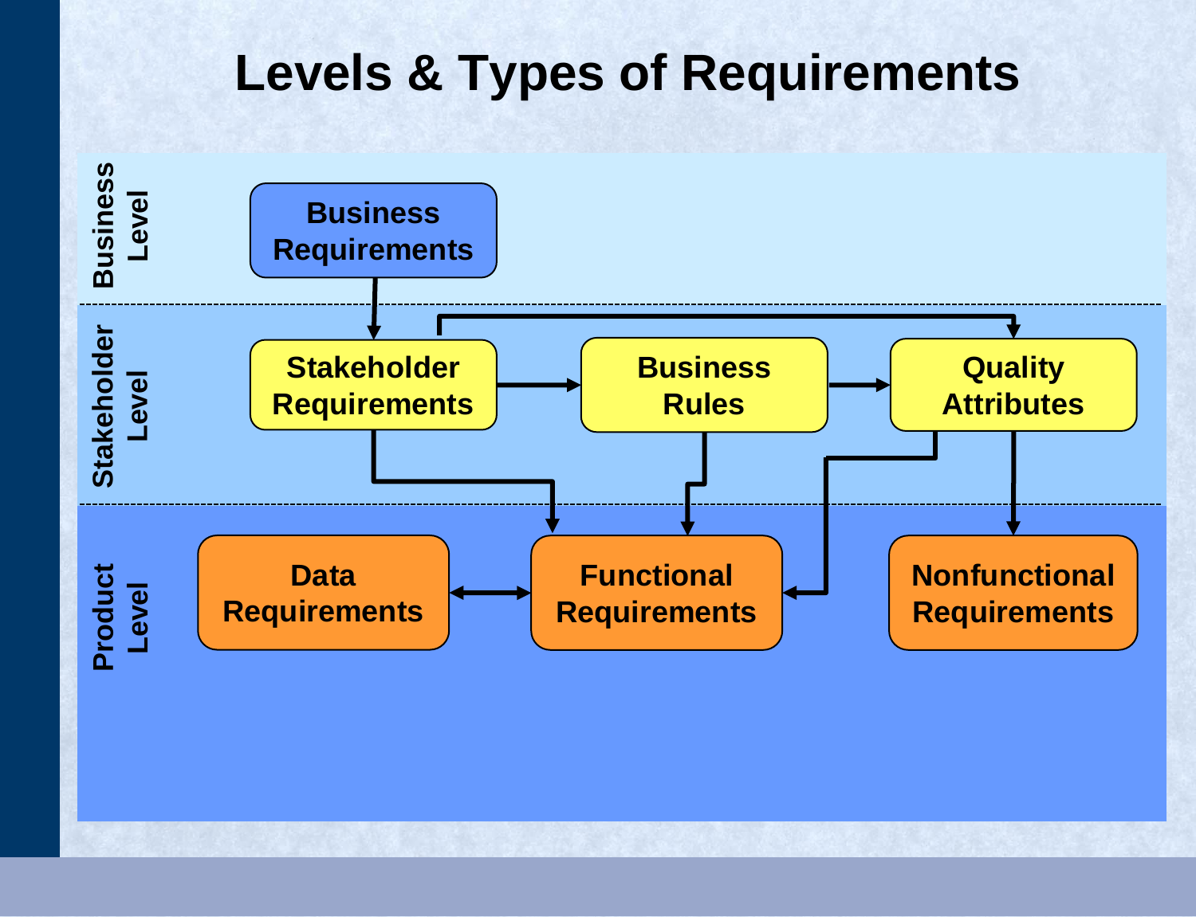# Levels & Types of Requirements

**Business Level**

- Business Requirements

**Stakeholder Level**

- Stakeholder Requirements
- Business Rules
- Quality Attributes

**Product Level**

- Data Requirements
- Functional Requirements
- Nonfunctional Requirements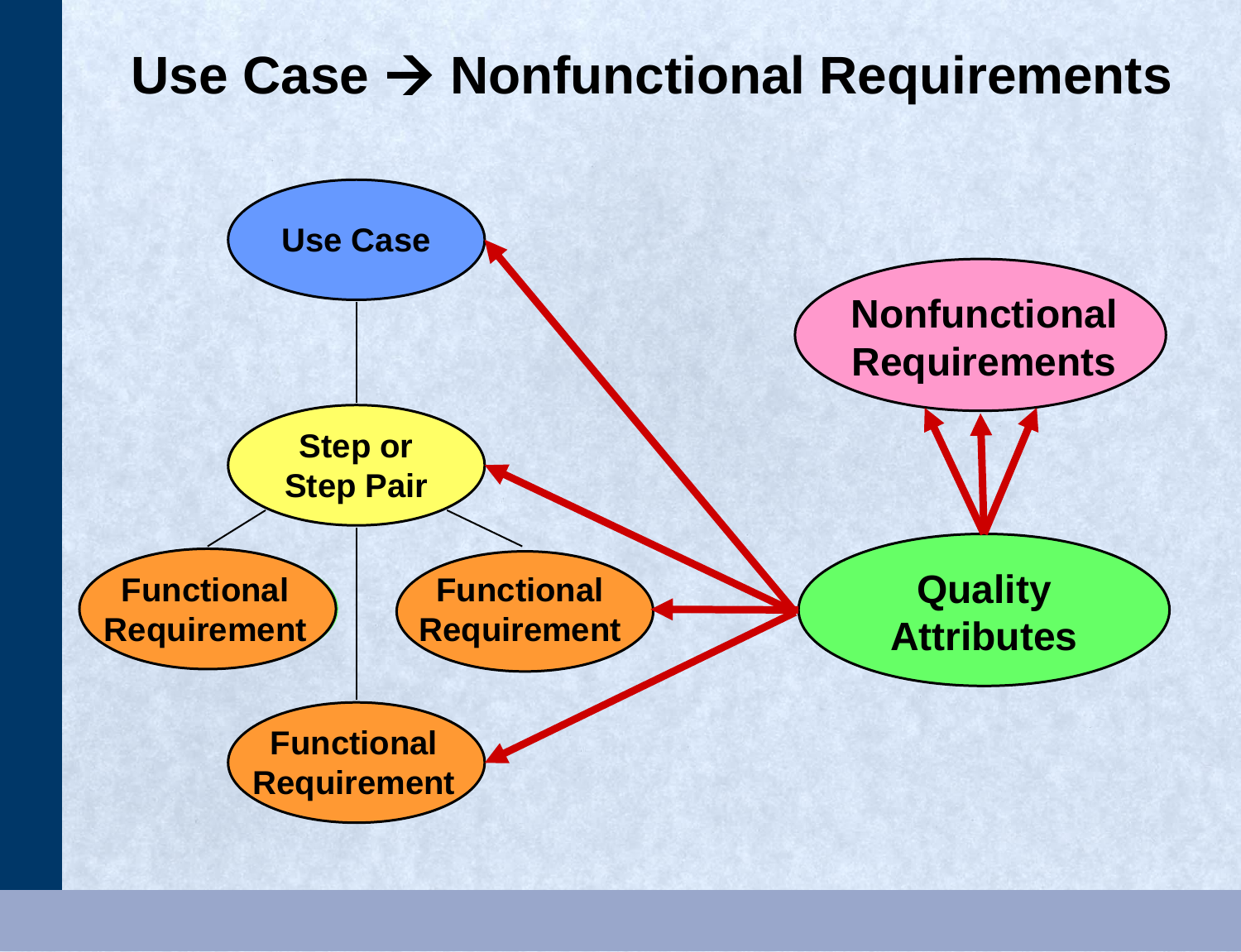# Use Case → Nonfunctional Requirements

Use Case

Step or Step Pair

Functional Requirement

Functional Requirement

Functional Requirement

Nonfunctional Requirements

Quality Attributes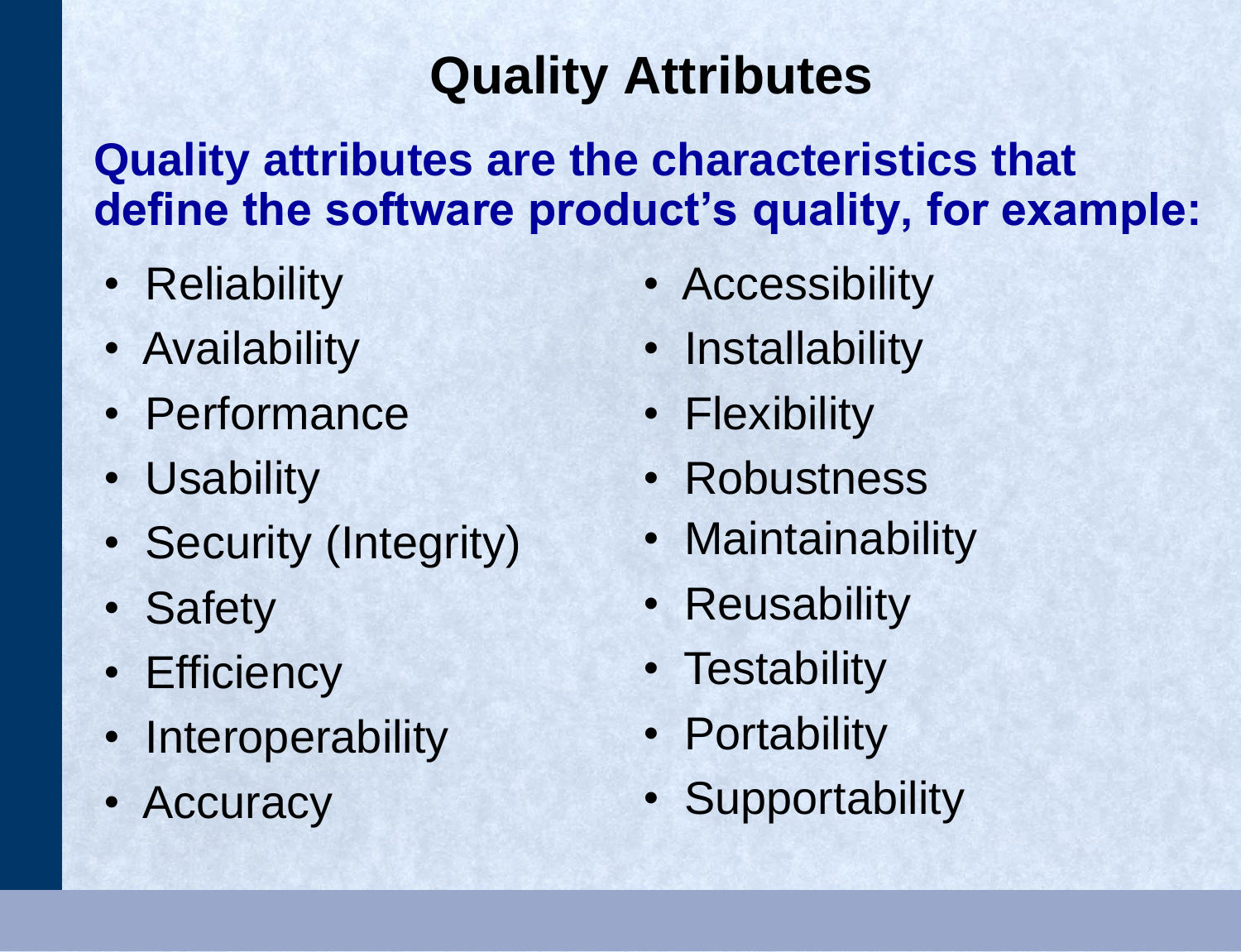# Quality Attributes

**Quality attributes are the characteristics that define the software product's quality, for example:**

- Reliability
- Availability
- Performance
- Usability
- Security (Integrity)
- Safety
- Efficiency
- Interoperability
- Accuracy
- Accessibility
- Installability
- Flexibility
- Robustness
- Maintainability
- Reusability
- Testability
- Portability
- Supportability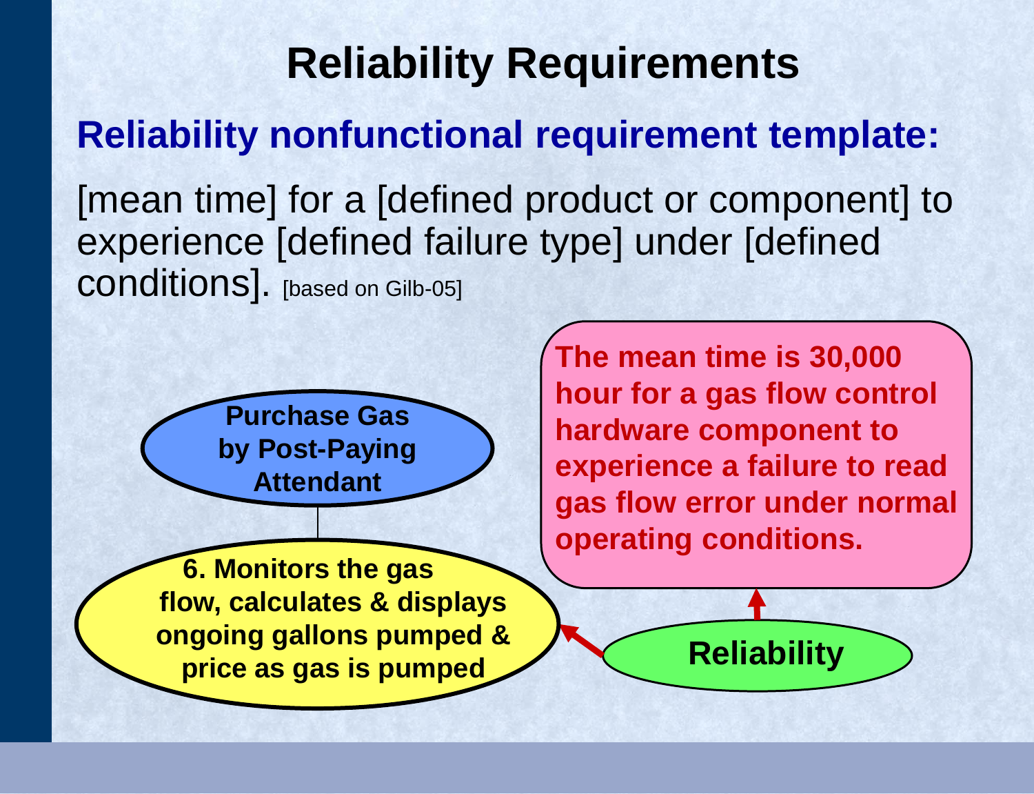# Reliability Requirements

## Reliability nonfunctional requirement template:

[mean time] for a [defined product or component] to experience [defined failure type] under [defined conditions]. [based on Gilb-05]

**Purchase Gas by Post-Paying Attendant**

**6. Monitors the gas flow, calculates & displays ongoing gallons pumped & price as gas is pumped**

**The mean time is 30,000 hour for a gas flow control hardware component to experience a failure to read gas flow error under normal operating conditions.**

**Reliability**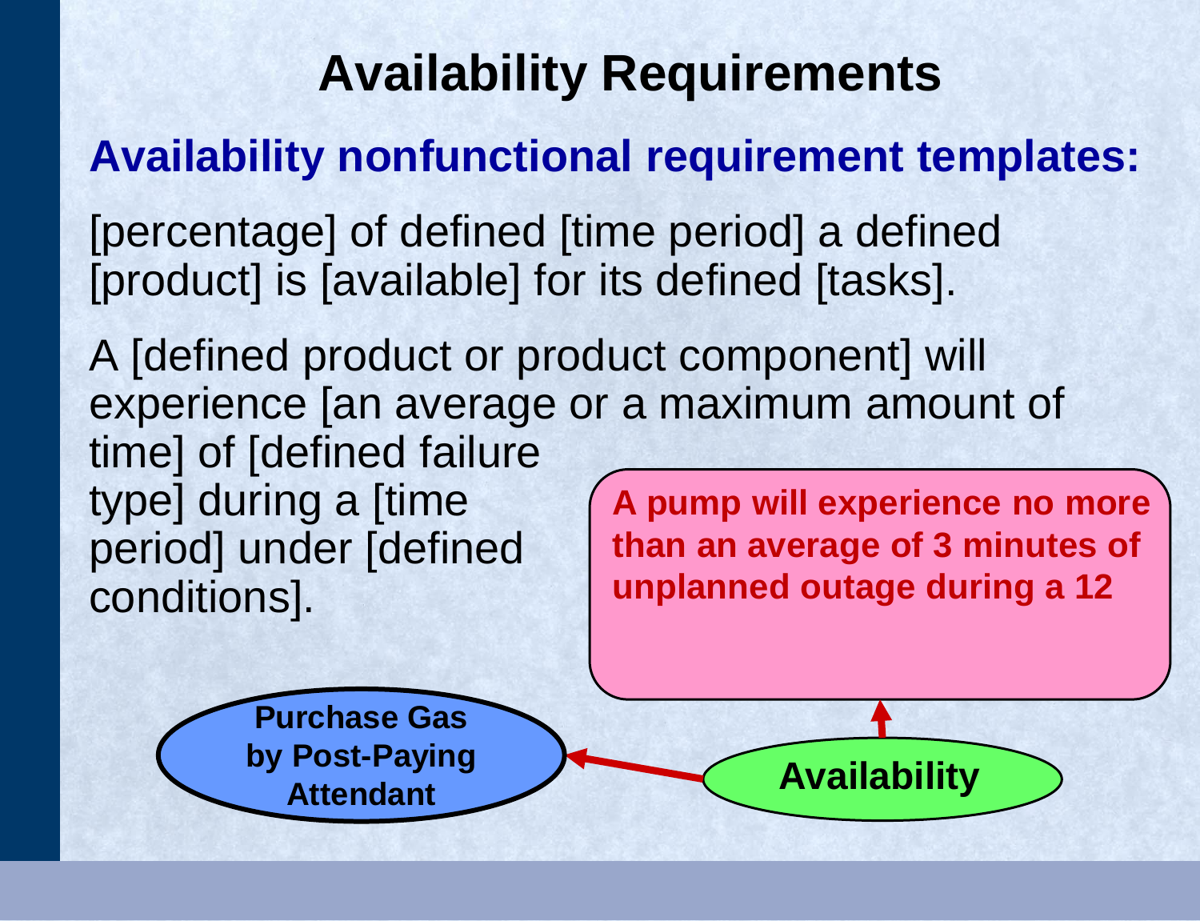# Availability Requirements

**Availability nonfunctional requirement templates:**

[percentage] of defined [time period] a defined [product] is [available] for its defined [tasks].

A [defined product or product component] will experience [an average or a maximum amount of time] of [defined failure type] during a [time period] under [defined conditions].

**A pump will experience no more than an average of 3 minutes of unplanned outage during a 12**

**Purchase Gas by Post-Paying Attendant**

**Availability**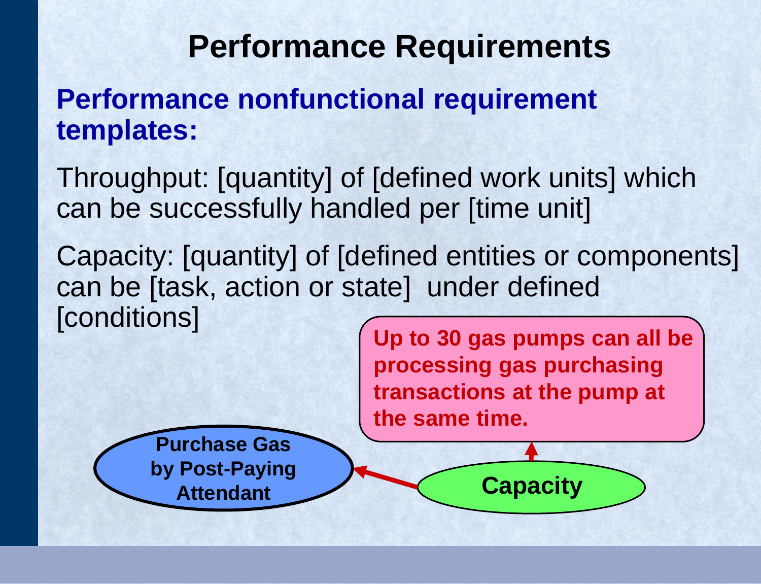# Performance Requirements

## Performance nonfunctional requirement templates:

Throughput: [quantity] of [defined work units] which can be successfully handled per [time unit]

Capacity: [quantity] of [defined entities or components] can be [task, action or state] under defined [conditions]

**Up to 30 gas pumps can all be processing gas purchasing transactions at the pump at the same time.**

**Purchase Gas by Post-Paying Attendant**

**Capacity**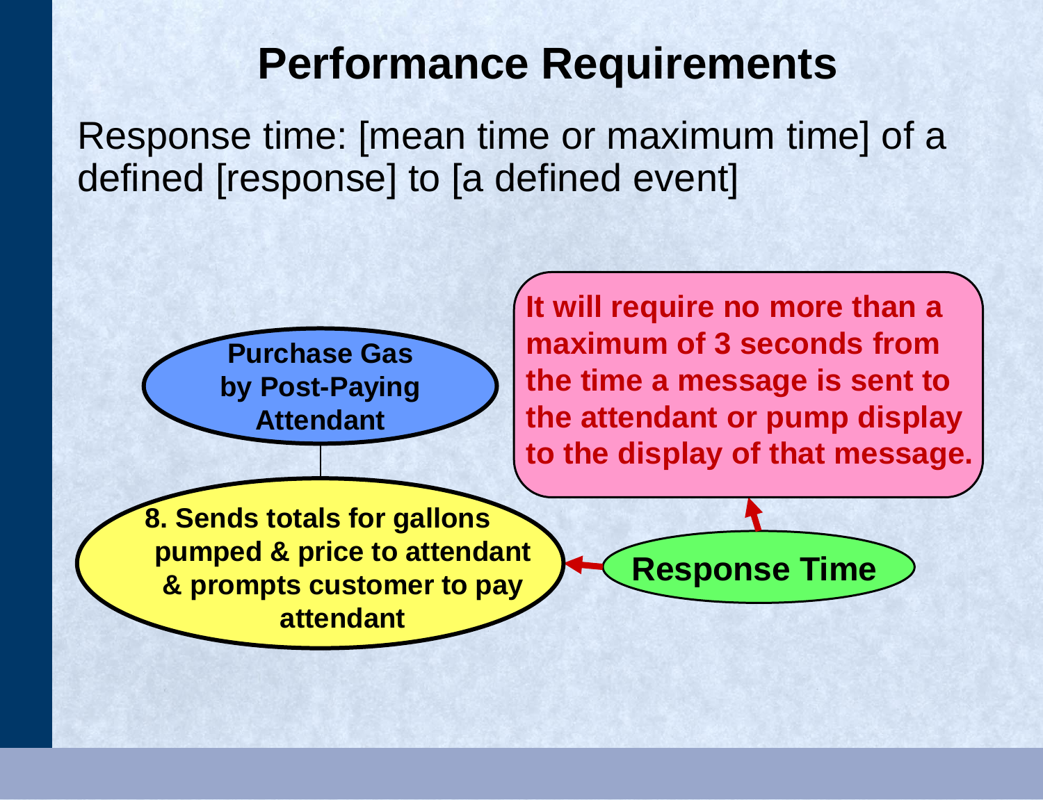# Performance Requirements

Response time: [mean time or maximum time] of a defined [response] to [a defined event]

**Purchase Gas by Post-Paying Attendant**

**8. Sends totals for gallons pumped & price to attendant & prompts customer to pay attendant**

**Response Time**

**It will require no more than a maximum of 3 seconds from the time a message is sent to the attendant or pump display to the display of that message.**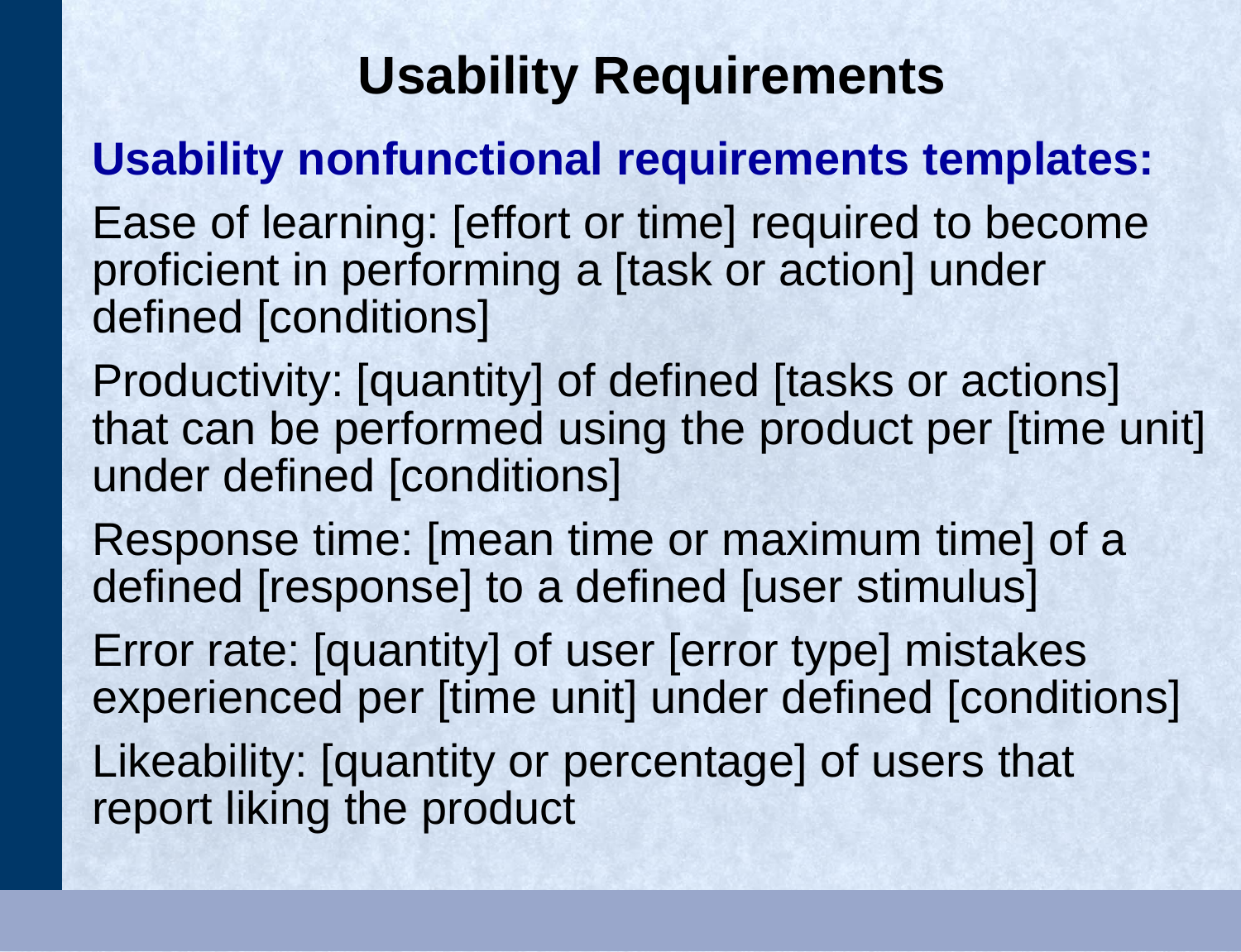# Usability Requirements

**Usability nonfunctional requirements templates:**

Ease of learning: [effort or time] required to become proficient in performing a [task or action] under defined [conditions]

Productivity: [quantity] of defined [tasks or actions] that can be performed using the product per [time unit] under defined [conditions]

Response time: [mean time or maximum time] of a defined [response] to a defined [user stimulus]

Error rate: [quantity] of user [error type] mistakes experienced per [time unit] under defined [conditions]

Likeability: [quantity or percentage] of users that report liking the product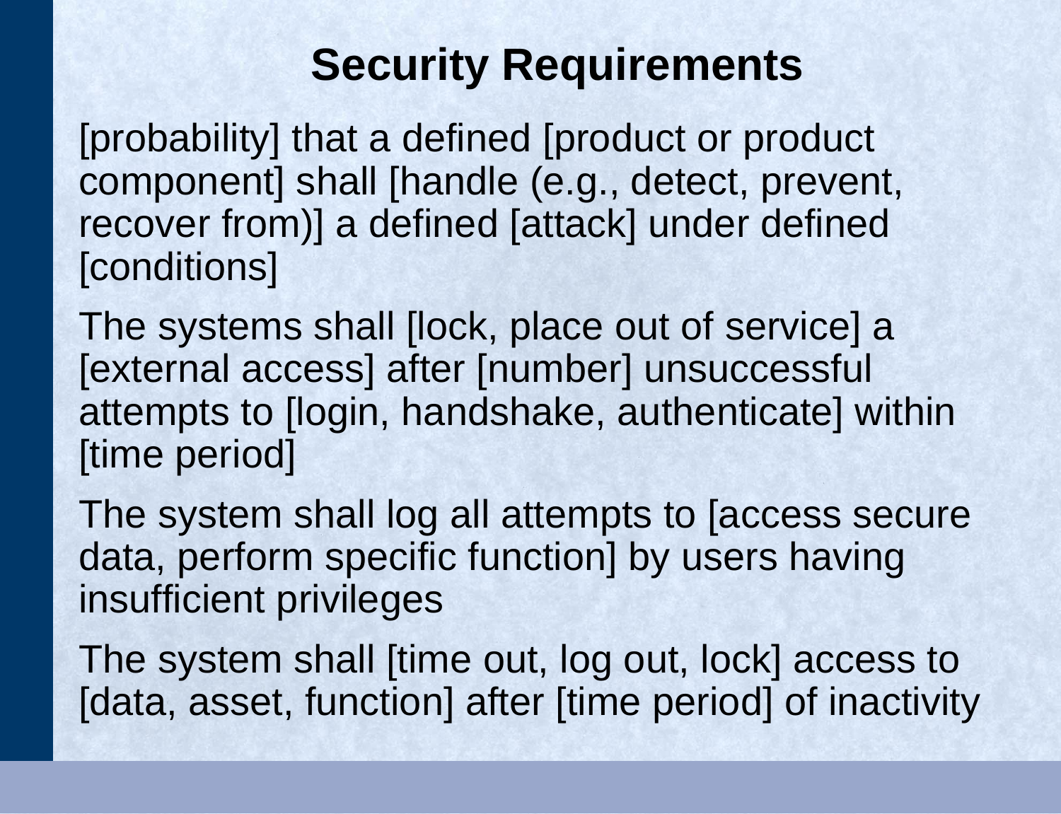# Security Requirements

[probability] that a defined [product or product component] shall [handle (e.g., detect, prevent, recover from)] a defined [attack] under defined [conditions]

The systems shall [lock, place out of service] a [external access] after [number] unsuccessful attempts to [login, handshake, authenticate] within [time period]

The system shall log all attempts to [access secure data, perform specific function] by users having insufficient privileges

The system shall [time out, log out, lock] access to [data, asset, function] after [time period] of inactivity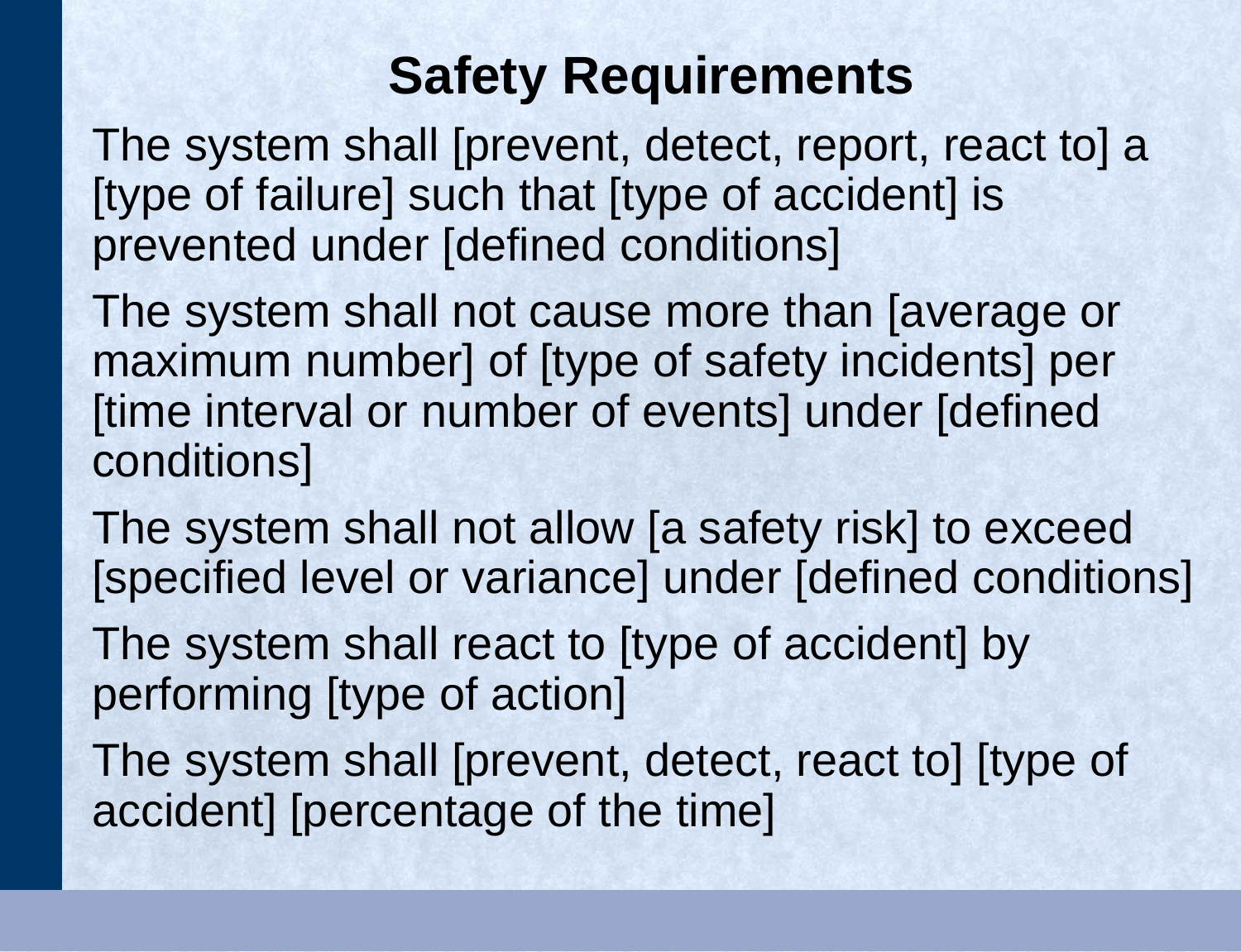# Safety Requirements

The system shall [prevent, detect, report, react to] a [type of failure] such that [type of accident] is prevented under [defined conditions]

The system shall not cause more than [average or maximum number] of [type of safety incidents] per [time interval or number of events] under [defined conditions]

The system shall not allow [a safety risk] to exceed [specified level or variance] under [defined conditions]

The system shall react to [type of accident] by performing [type of action]

The system shall [prevent, detect, react to] [type of accident] [percentage of the time]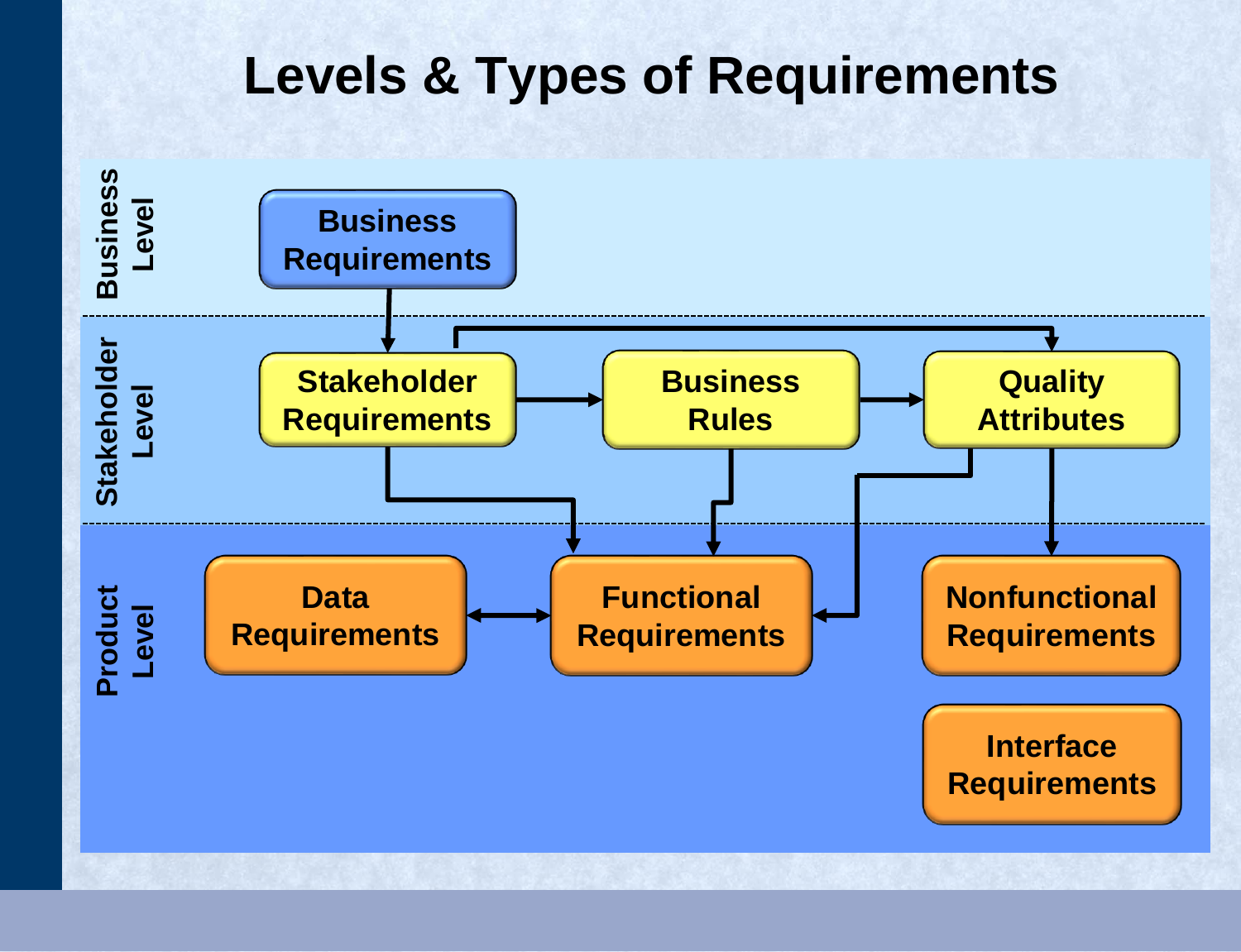# Levels & Types of Requirements

**Business Level**

- Business Requirements

**Stakeholder Level**

- Stakeholder Requirements
- Business Rules
- Quality Attributes

**Product Level**

- Data Requirements
- Functional Requirements
- Nonfunctional Requirements
- Interface Requirements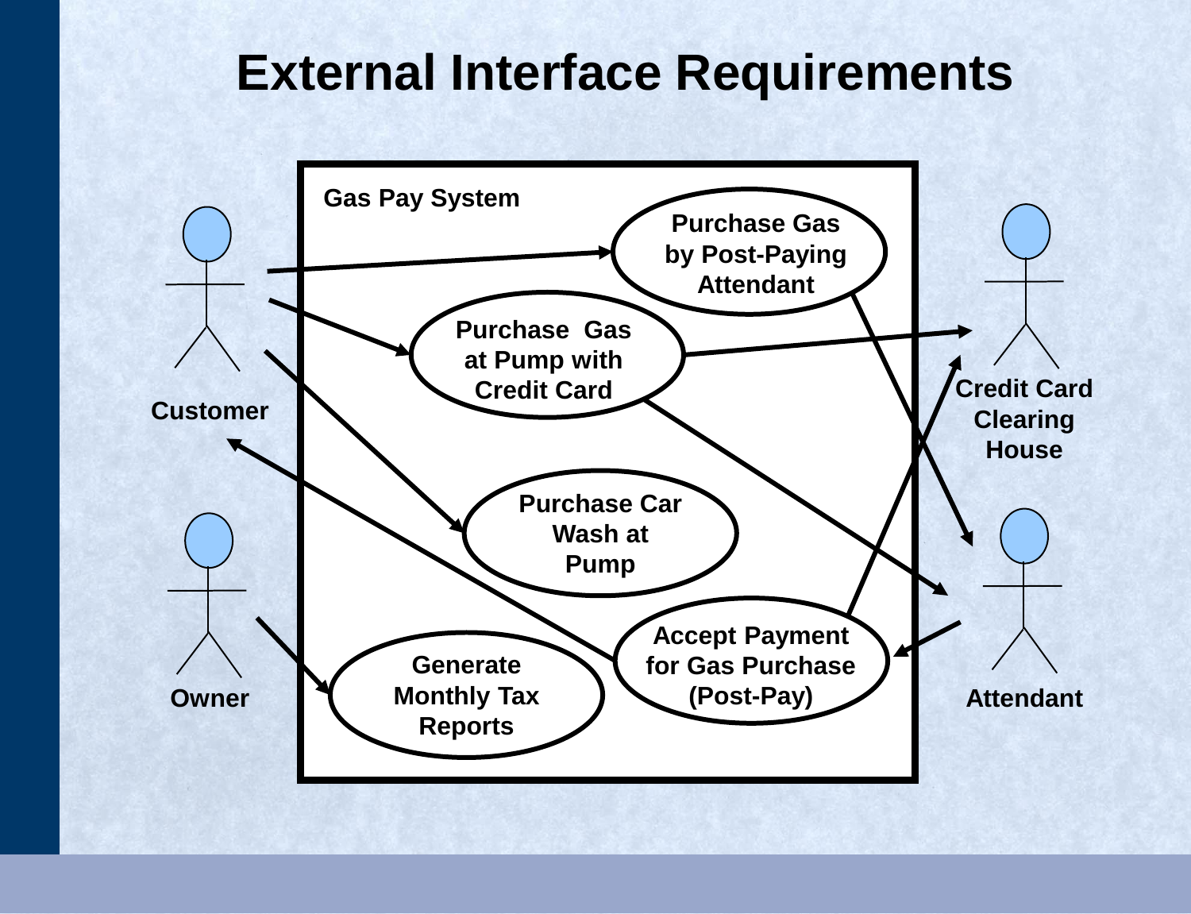# External Interface Requirements

Gas Pay System

Customer

Owner

Credit Card Clearing House

Attendant

Purchase Gas by Post-Paying Attendant

Purchase Gas at Pump with Credit Card

Purchase Car Wash at Pump

Accept Payment for Gas Purchase (Post-Pay)

Generate Monthly Tax Reports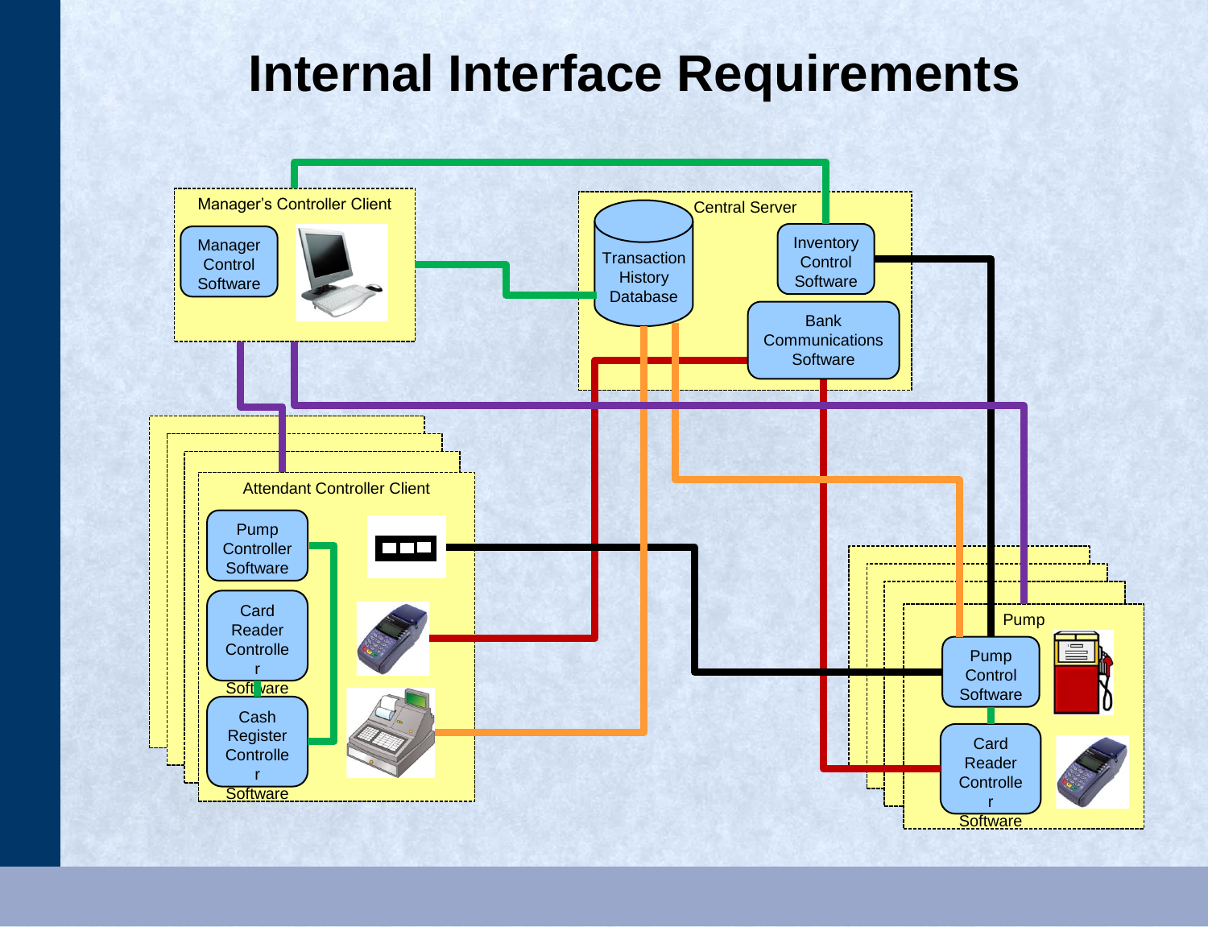# Internal Interface Requirements

Manager's Controller Client

Manager Control Software

Central Server

Transaction History Database

Inventory Control Software

Bank Communications Software

Attendant Controller Client

Pump Controller Software

Card Reader Controller Software

Cash Register Controller Software

Pump

Pump Control Software

Card Reader Controller Software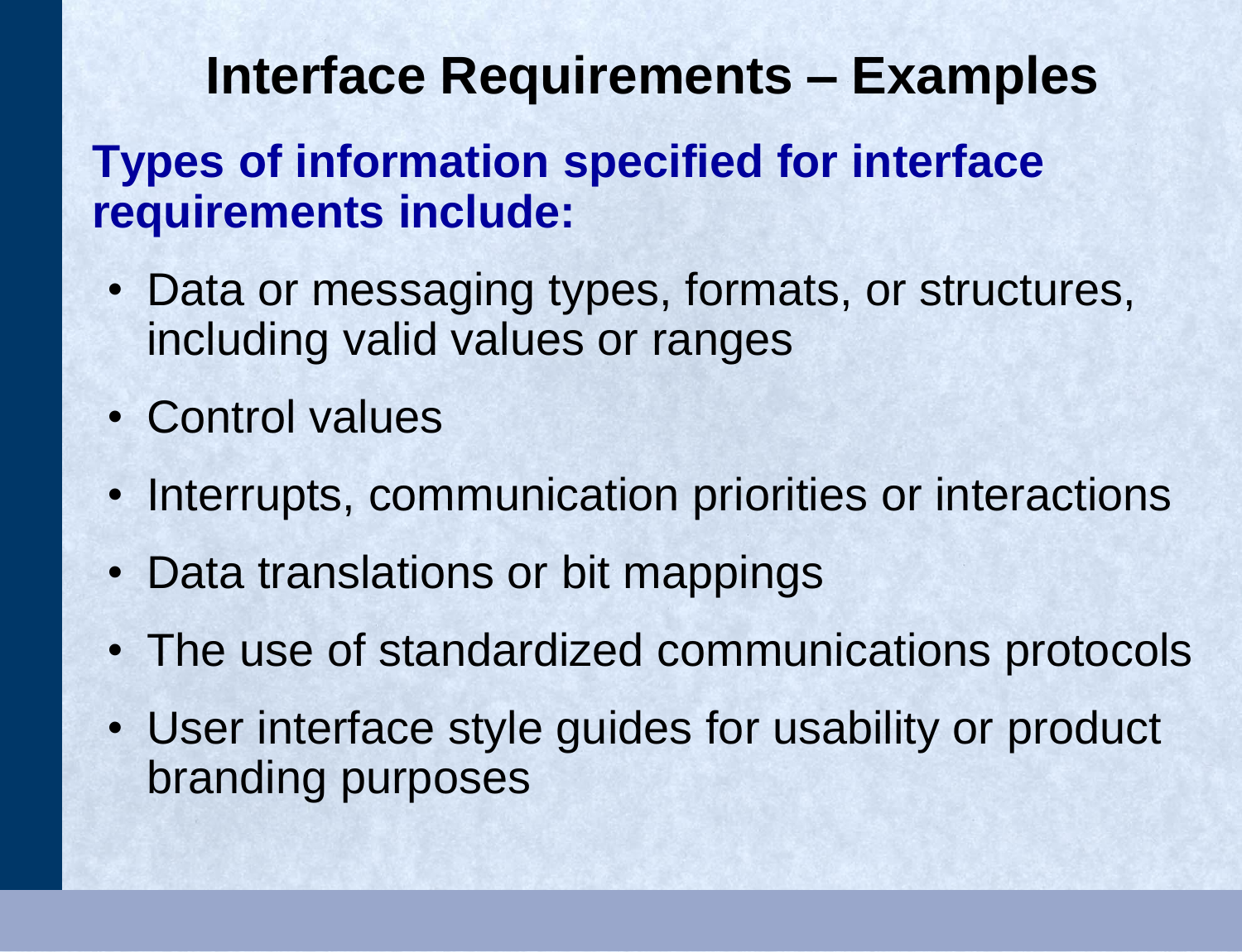# Interface Requirements – Examples

**Types of information specified for interface requirements include:**

- Data or messaging types, formats, or structures, including valid values or ranges
- Control values
- Interrupts, communication priorities or interactions
- Data translations or bit mappings
- The use of standardized communications protocols
- User interface style guides for usability or product branding purposes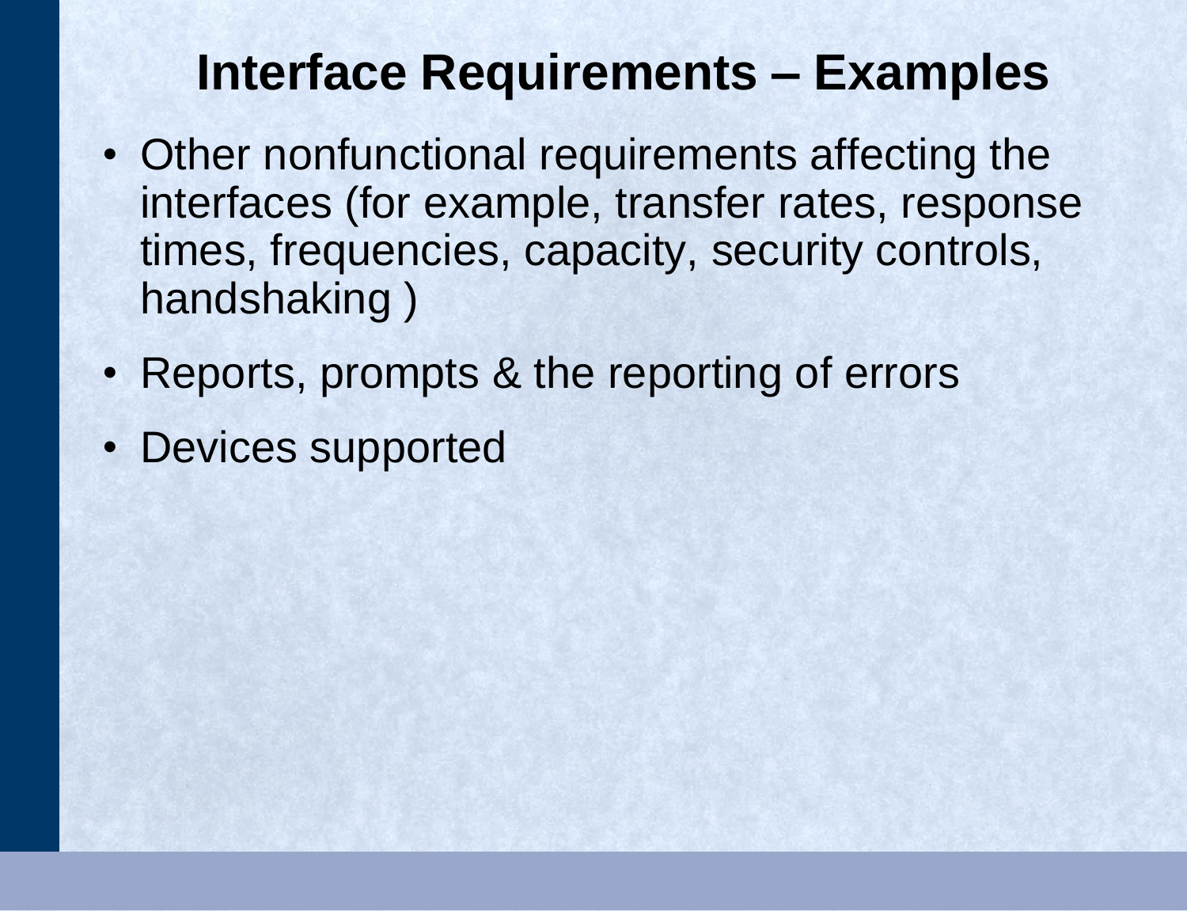# Interface Requirements – Examples

- Other nonfunctional requirements affecting the interfaces (for example, transfer rates, response times, frequencies, capacity, security controls, handshaking )
- Reports, prompts & the reporting of errors
- Devices supported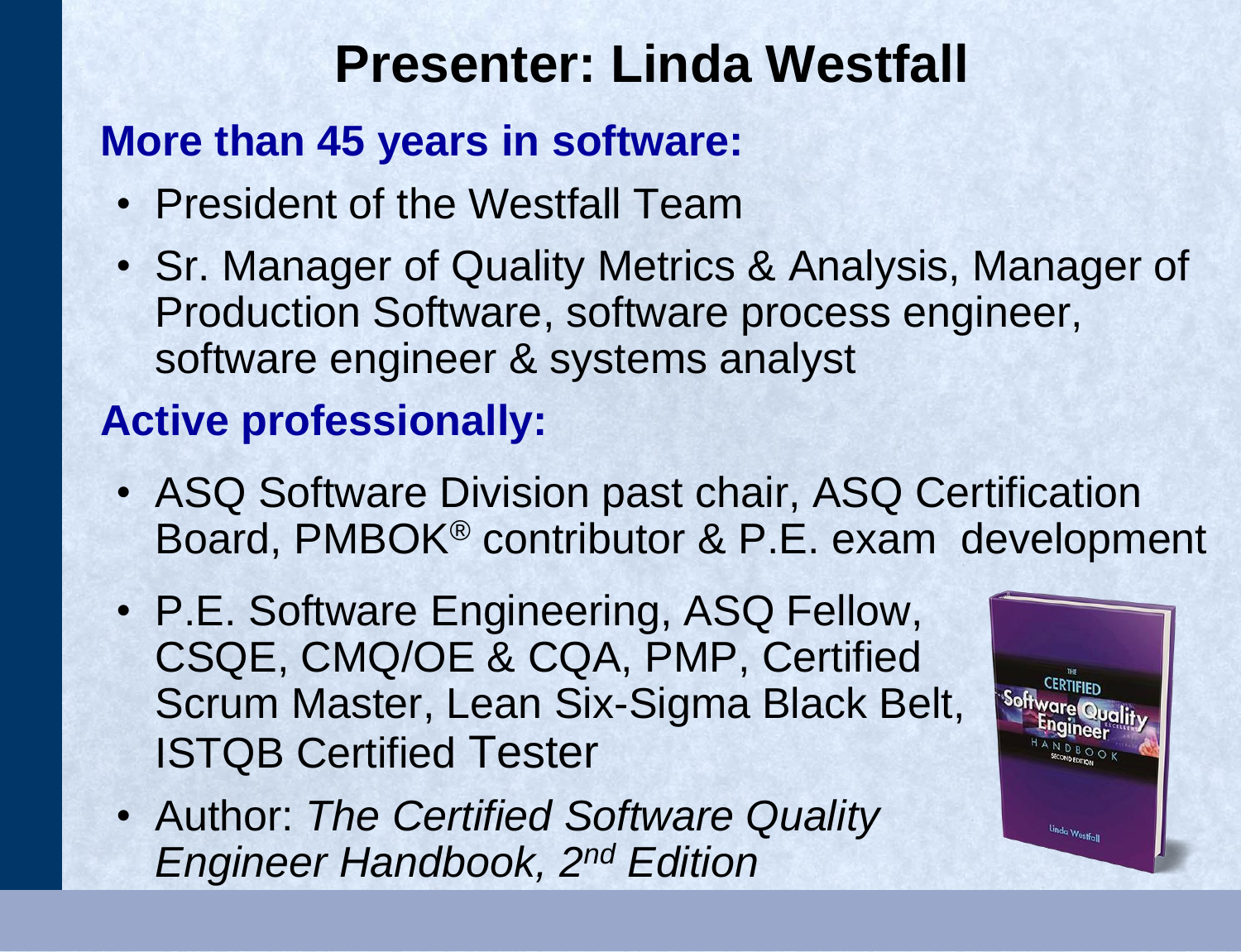# Presenter: Linda Westfall

## More than 45 years in software:

- President of the Westfall Team
- Sr. Manager of Quality Metrics & Analysis, Manager of Production Software, software process engineer, software engineer & systems analyst

## Active professionally:

- ASQ Software Division past chair, ASQ Certification Board, PMBOK® contributor & P.E. exam development
- P.E. Software Engineering, ASQ Fellow, CSQE, CMQ/OE & CQA, PMP, Certified Scrum Master, Lean Six-Sigma Black Belt, ISTQB Certified Tester
- Author: *The Certified Software Quality Engineer Handbook, 2nd Edition*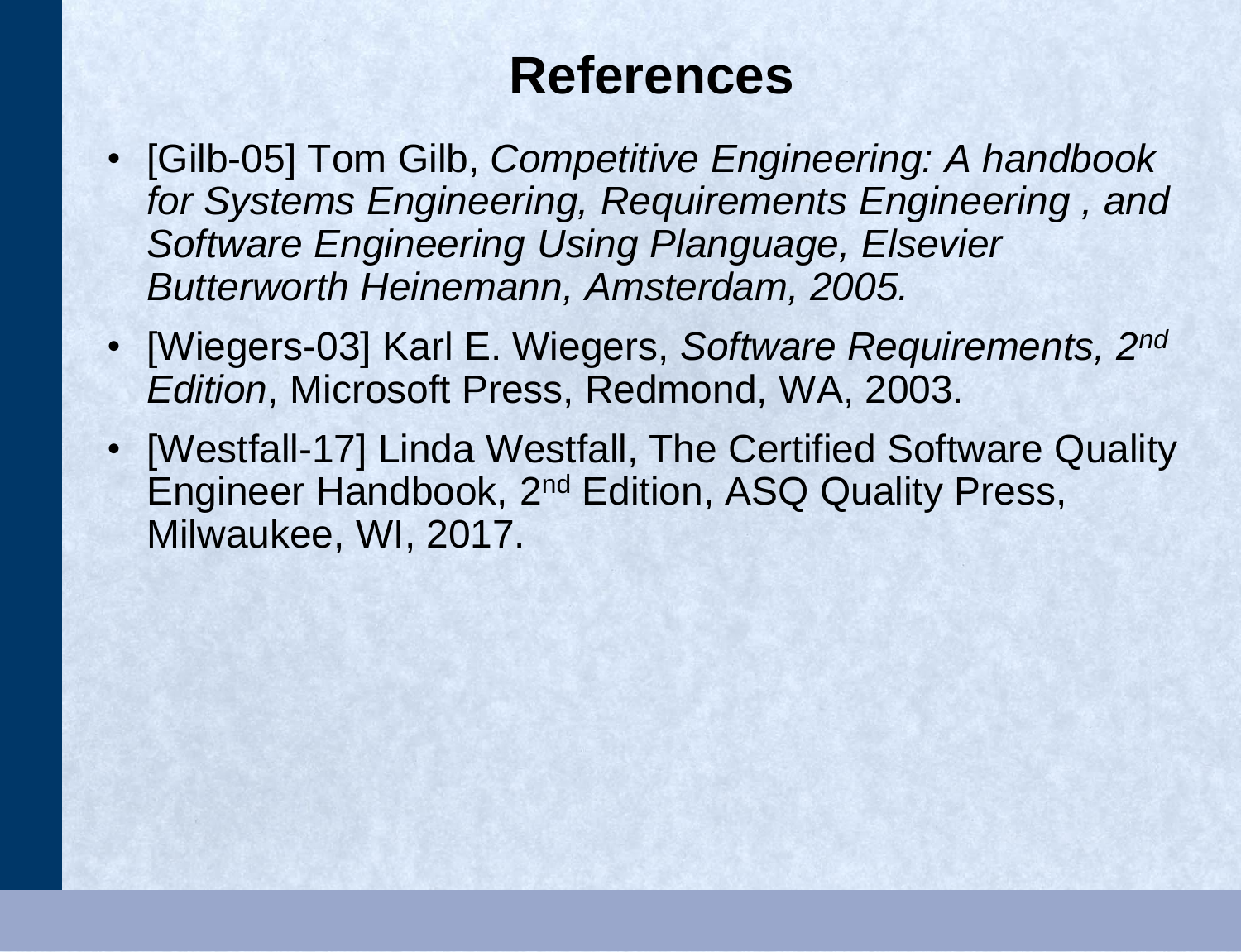# References

- [Gilb-05] Tom Gilb, *Competitive Engineering: A handbook for Systems Engineering, Requirements Engineering , and Software Engineering Using Planguage, Elsevier Butterworth Heinemann, Amsterdam, 2005.*
- [Wiegers-03] Karl E. Wiegers, *Software Requirements, 2nd Edition*, Microsoft Press, Redmond, WA, 2003.
- [Westfall-17] Linda Westfall, The Certified Software Quality Engineer Handbook, 2nd Edition, ASQ Quality Press, Milwaukee, WI, 2017.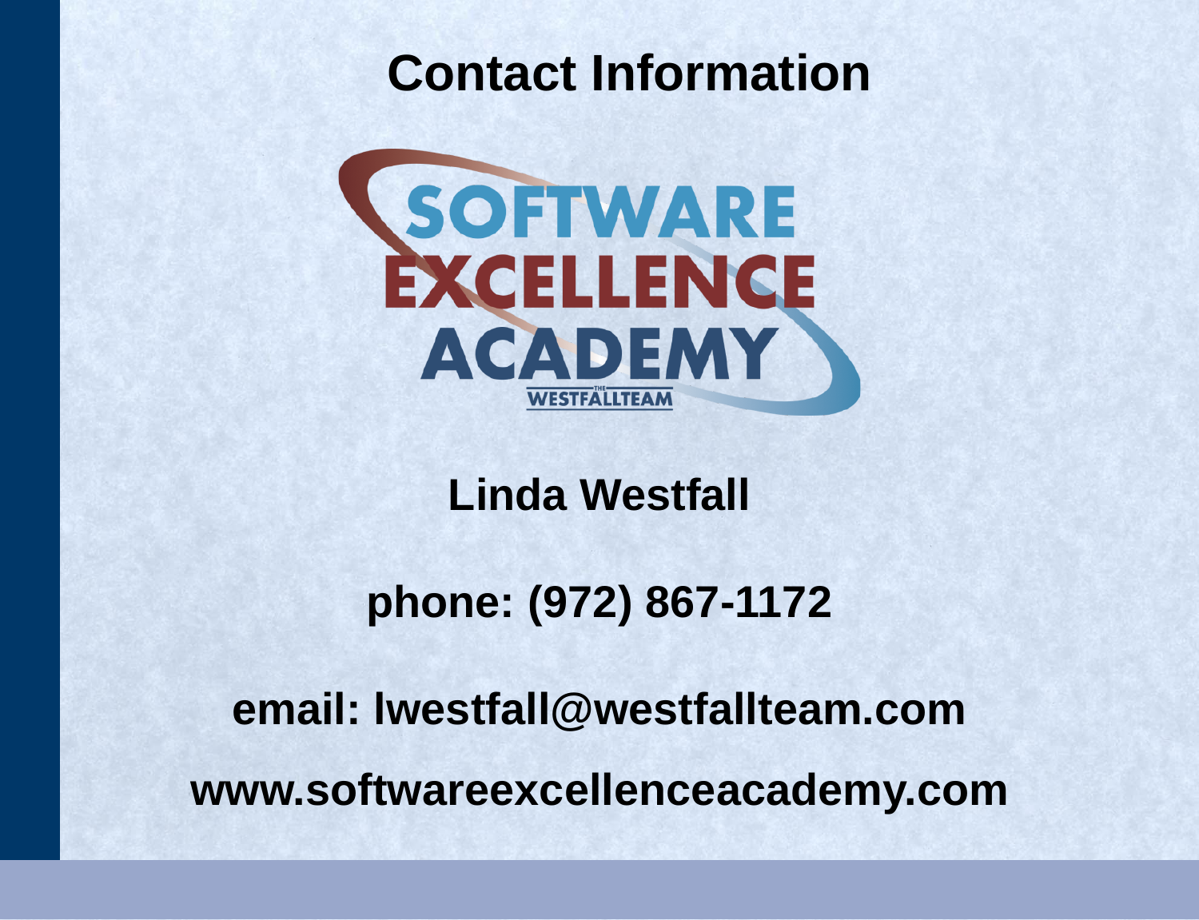# Contact Information

SOFTWARE EXCELLENCE ACADEMY

THE WESTFALLTEAM

**Linda Westfall**

**phone: (972) 867-1172**

**email: lwestfall@westfallteam.com**

**www.softwareexcellenceacademy.com**